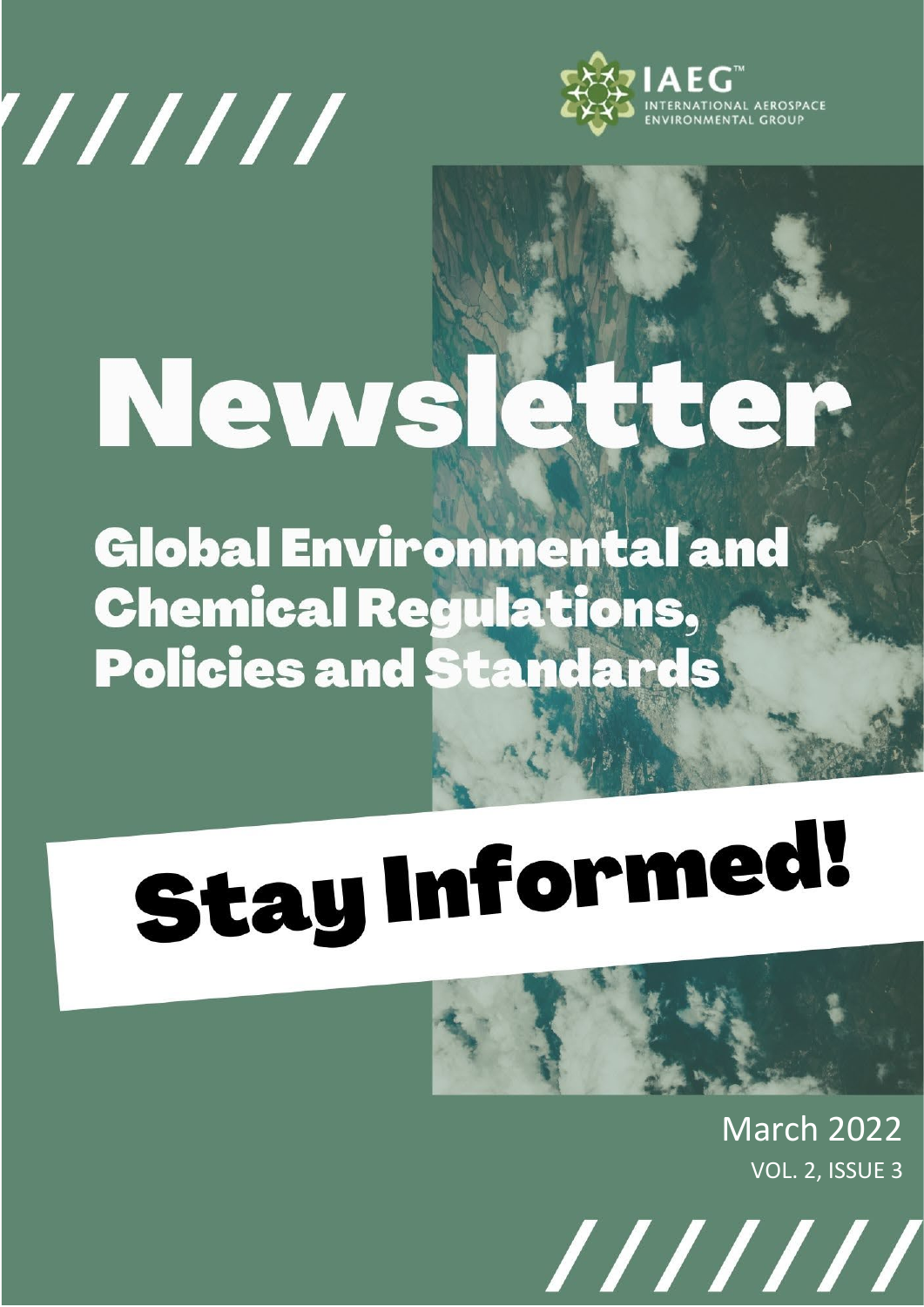IAEG™ INTERNATIONAL AEROSPACE ENVIRONMENTAL GROUP

# Newsletter

## Global Environmental and Chemical Regulations, Policies and Standards

# Stay Informed!

March 2022

VOL. 2, ISSUE 3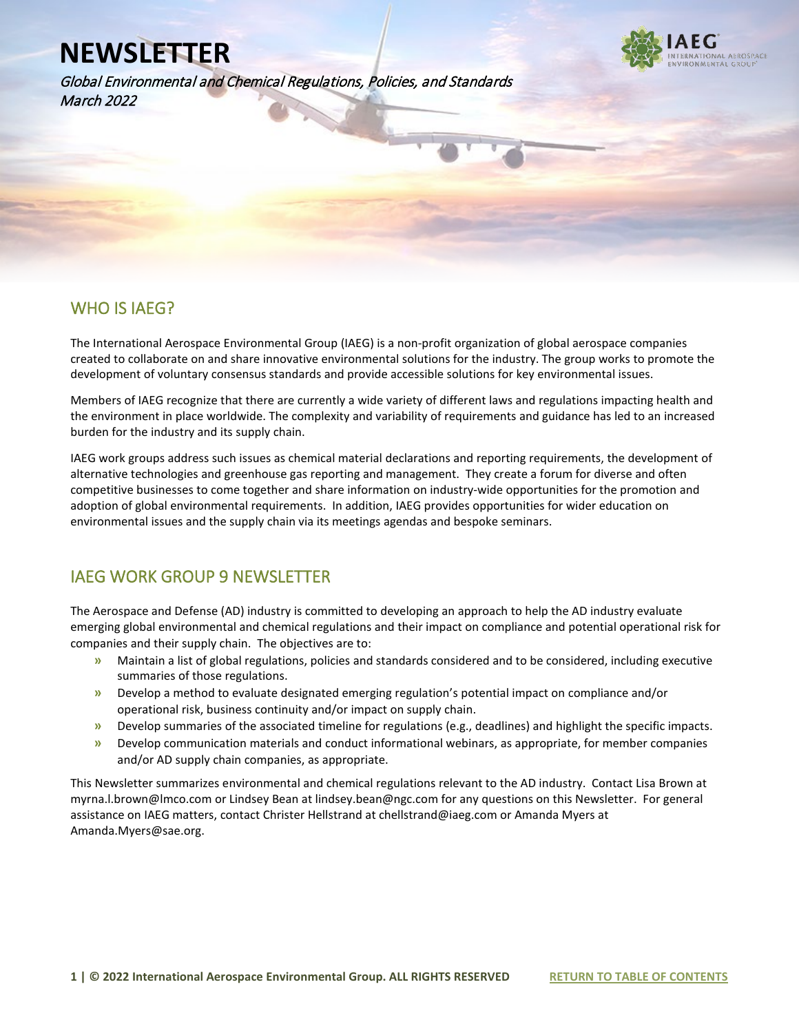# NEWSLETTER

*Global Environmental and Chemical Regulations, Policies, and Standards*
*March 2022*

## WHO IS IAEG?

The International Aerospace Environmental Group (IAEG) is a non-profit organization of global aerospace companies created to collaborate on and share innovative environmental solutions for the industry. The group works to promote the development of voluntary consensus standards and provide accessible solutions for key environmental issues.

Members of IAEG recognize that there are currently a wide variety of different laws and regulations impacting health and the environment in place worldwide. The complexity and variability of requirements and guidance has led to an increased burden for the industry and its supply chain.

IAEG work groups address such issues as chemical material declarations and reporting requirements, the development of alternative technologies and greenhouse gas reporting and management. They create a forum for diverse and often competitive businesses to come together and share information on industry-wide opportunities for the promotion and adoption of global environmental requirements. In addition, IAEG provides opportunities for wider education on environmental issues and the supply chain via its meetings agendas and bespoke seminars.

## IAEG WORK GROUP 9 NEWSLETTER

The Aerospace and Defense (AD) industry is committed to developing an approach to help the AD industry evaluate emerging global environmental and chemical regulations and their impact on compliance and potential operational risk for companies and their supply chain. The objectives are to:

- Maintain a list of global regulations, policies and standards considered and to be considered, including executive summaries of those regulations.
- Develop a method to evaluate designated emerging regulation's potential impact on compliance and/or operational risk, business continuity and/or impact on supply chain.
- Develop summaries of the associated timeline for regulations (e.g., deadlines) and highlight the specific impacts.
- Develop communication materials and conduct informational webinars, as appropriate, for member companies and/or AD supply chain companies, as appropriate.

This Newsletter summarizes environmental and chemical regulations relevant to the AD industry. Contact Lisa Brown at myrna.l.brown@lmco.com or Lindsey Bean at lindsey.bean@ngc.com for any questions on this Newsletter. For general assistance on IAEG matters, contact Christer Hellstrand at chellstrand@iaeg.com or Amanda Myers at Amanda.Myers@sae.org.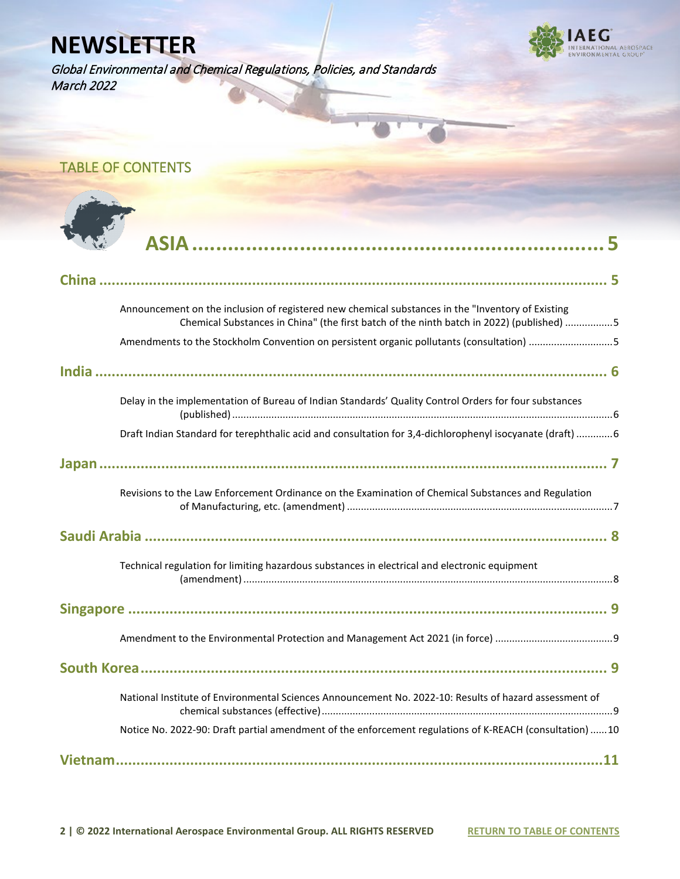# NEWSLETTER

*Global Environmental and Chemical Regulations, Policies, and Standards*
*March 2022*

## TABLE OF CONTENTS

## ASIA ........................................................ 5

### China ........................................................ 5

Announcement on the inclusion of registered new chemical substances in the "Inventory of Existing Chemical Substances in China" (the first batch of the ninth batch in 2022) (published) ................ 5

Amendments to the Stockholm Convention on persistent organic pollutants (consultation) ................ 5

### India ........................................................ 6

Delay in the implementation of Bureau of Indian Standards' Quality Control Orders for four substances (published) ................ 6

Draft Indian Standard for terephthalic acid and consultation for 3,4-dichlorophenyl isocyanate (draft) ................ 6

### Japan ........................................................ 7

Revisions to the Law Enforcement Ordinance on the Examination of Chemical Substances and Regulation of Manufacturing, etc. (amendment) ................ 7

### Saudi Arabia ........................................................ 8

Technical regulation for limiting hazardous substances in electrical and electronic equipment (amendment) ................ 8

### Singapore ........................................................ 9

Amendment to the Environmental Protection and Management Act 2021 (in force) ................ 9

### South Korea ........................................................ 9

National Institute of Environmental Sciences Announcement No. 2022-10: Results of hazard assessment of chemical substances (effective) ................ 9

Notice No. 2022-90: Draft partial amendment of the enforcement regulations of K-REACH (consultation) ...... 10

### Vietnam ........................................................ 11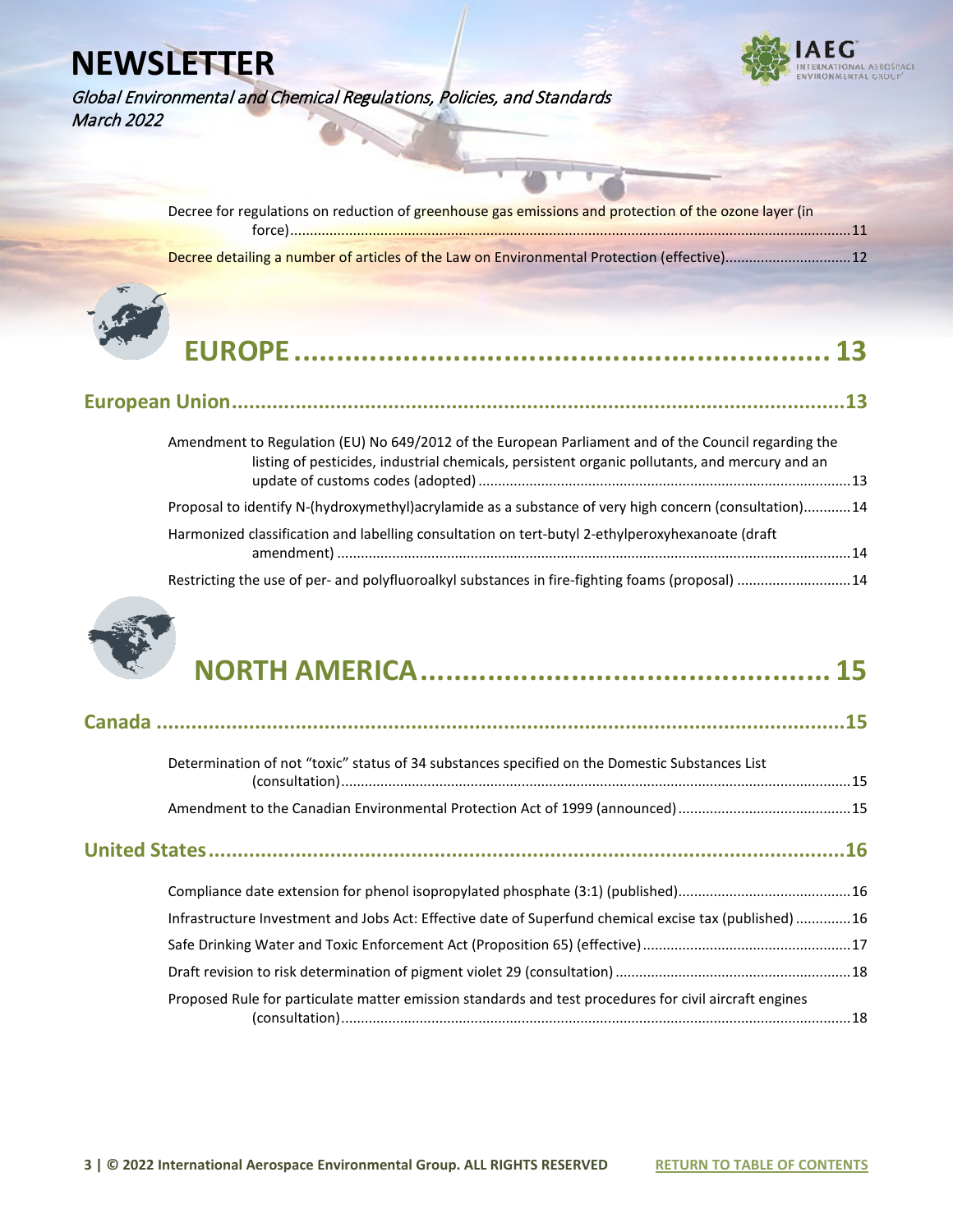Decree for regulations on reduction of greenhouse gas emissions and protection of the ozone layer (in force)....11

Decree detailing a number of articles of the Law on Environmental Protection (effective)....12

# EUROPE .... 13

## European Union....13

Amendment to Regulation (EU) No 649/2012 of the European Parliament and of the Council regarding the listing of pesticides, industrial chemicals, persistent organic pollutants, and mercury and an update of customs codes (adopted)....13

Proposal to identify N-(hydroxymethyl)acrylamide as a substance of very high concern (consultation)....14

Harmonized classification and labelling consultation on tert-butyl 2-ethylperoxyhexanoate (draft amendment)....14

Restricting the use of per- and polyfluoroalkyl substances in fire-fighting foams (proposal)....14

# NORTH AMERICA.... 15

## Canada....15

Determination of not "toxic" status of 34 substances specified on the Domestic Substances List (consultation)....15

Amendment to the Canadian Environmental Protection Act of 1999 (announced)....15

## United States....16

Compliance date extension for phenol isopropylated phosphate (3:1) (published)....16

Infrastructure Investment and Jobs Act: Effective date of Superfund chemical excise tax (published)....16

Safe Drinking Water and Toxic Enforcement Act (Proposition 65) (effective)....17

Draft revision to risk determination of pigment violet 29 (consultation)....18

Proposed Rule for particulate matter emission standards and test procedures for civil aircraft engines (consultation)....18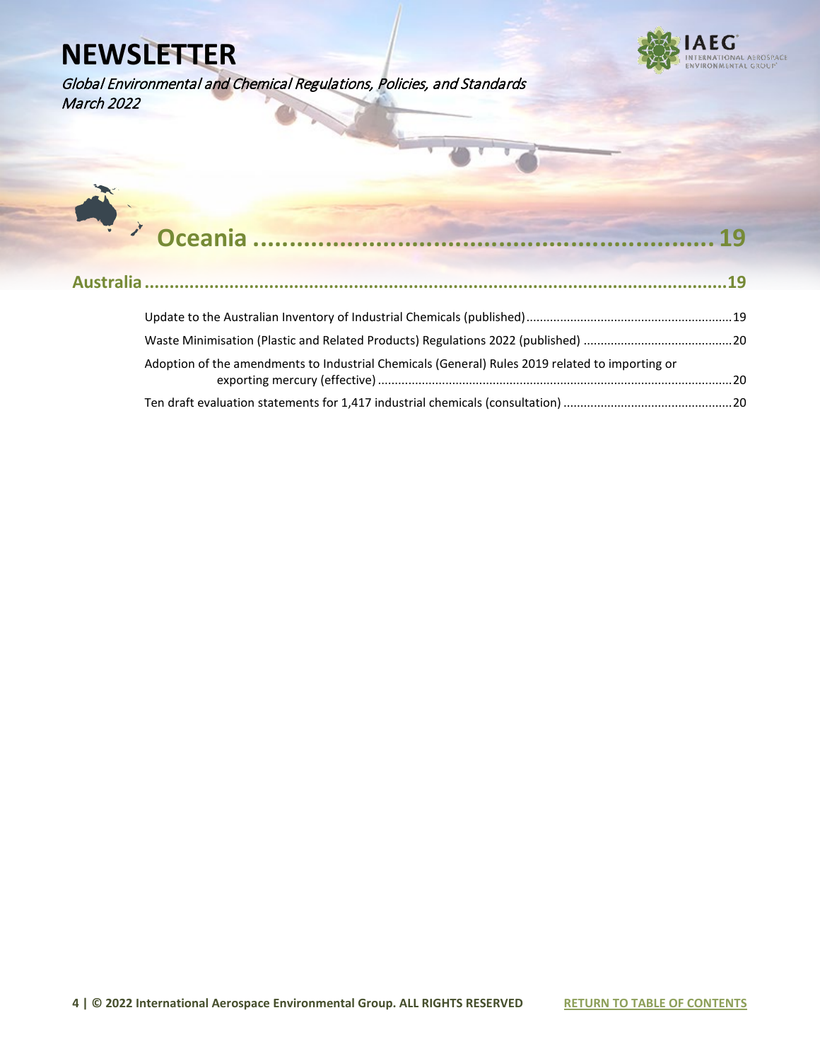# Oceania ........................................................ 19

## Australia ........................................................ 19

Update to the Australian Inventory of Industrial Chemicals (published) ........................................................ 19

Waste Minimisation (Plastic and Related Products) Regulations 2022 (published) ........................................................ 20

Adoption of the amendments to Industrial Chemicals (General) Rules 2019 related to importing or exporting mercury (effective) ........................................................ 20

Ten draft evaluation statements for 1,417 industrial chemicals (consultation) ........................................................ 20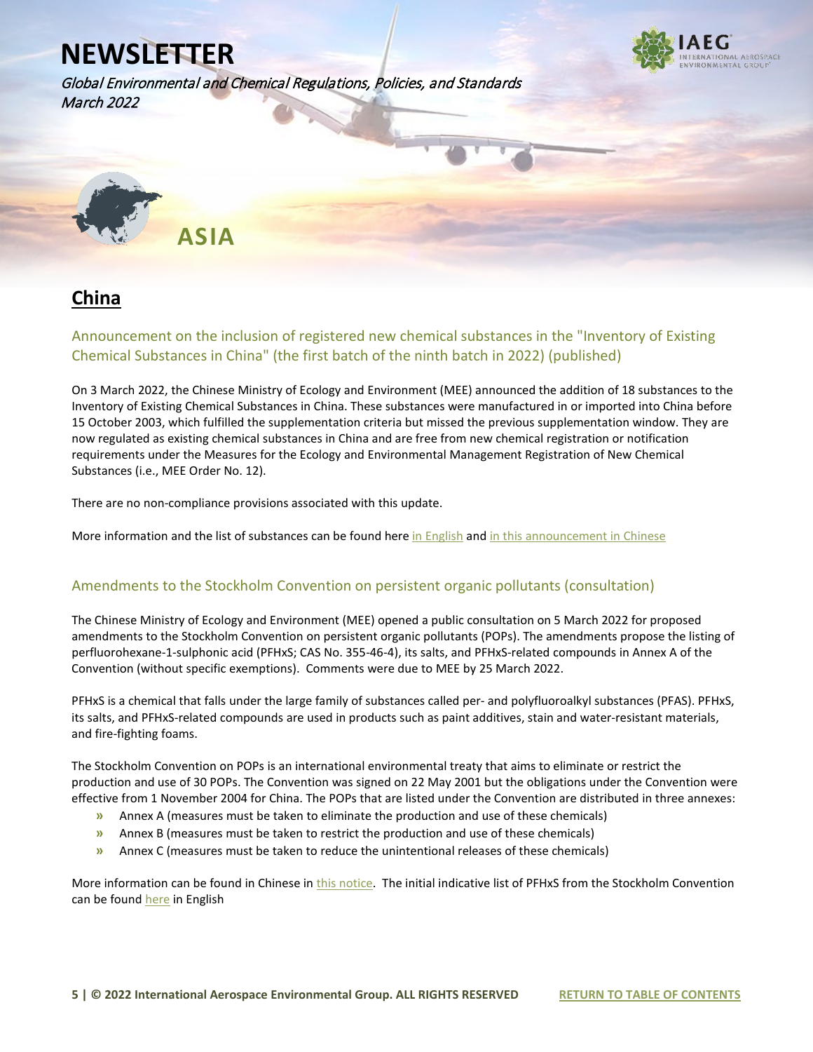# NEWSLETTER

*Global Environmental and Chemical Regulations, Policies, and Standards*
*March 2022*

# ASIA

## China

### Announcement on the inclusion of registered new chemical substances in the "Inventory of Existing Chemical Substances in China" (the first batch of the ninth batch in 2022) (published)

On 3 March 2022, the Chinese Ministry of Ecology and Environment (MEE) announced the addition of 18 substances to the Inventory of Existing Chemical Substances in China. These substances were manufactured in or imported into China before 15 October 2003, which fulfilled the supplementation criteria but missed the previous supplementation window. They are now regulated as existing chemical substances in China and are free from new chemical registration or notification requirements under the Measures for the Ecology and Environmental Management Registration of New Chemical Substances (i.e., MEE Order No. 12).

There are no non-compliance provisions associated with this update.

More information and the list of substances can be found here in English and in this announcement in Chinese

### Amendments to the Stockholm Convention on persistent organic pollutants (consultation)

The Chinese Ministry of Ecology and Environment (MEE) opened a public consultation on 5 March 2022 for proposed amendments to the Stockholm Convention on persistent organic pollutants (POPs). The amendments propose the listing of perfluorohexane-1-sulphonic acid (PFHxS; CAS No. 355-46-4), its salts, and PFHxS-related compounds in Annex A of the Convention (without specific exemptions). Comments were due to MEE by 25 March 2022.

PFHxS is a chemical that falls under the large family of substances called per- and polyfluoroalkyl substances (PFAS). PFHxS, its salts, and PFHxS-related compounds are used in products such as paint additives, stain and water-resistant materials, and fire-fighting foams.

The Stockholm Convention on POPs is an international environmental treaty that aims to eliminate or restrict the production and use of 30 POPs. The Convention was signed on 22 May 2001 but the obligations under the Convention were effective from 1 November 2004 for China. The POPs that are listed under the Convention are distributed in three annexes:

- Annex A (measures must be taken to eliminate the production and use of these chemicals)
- Annex B (measures must be taken to restrict the production and use of these chemicals)
- Annex C (measures must be taken to reduce the unintentional releases of these chemicals)

More information can be found in Chinese in this notice. The initial indicative list of PFHxS from the Stockholm Convention can be found here in English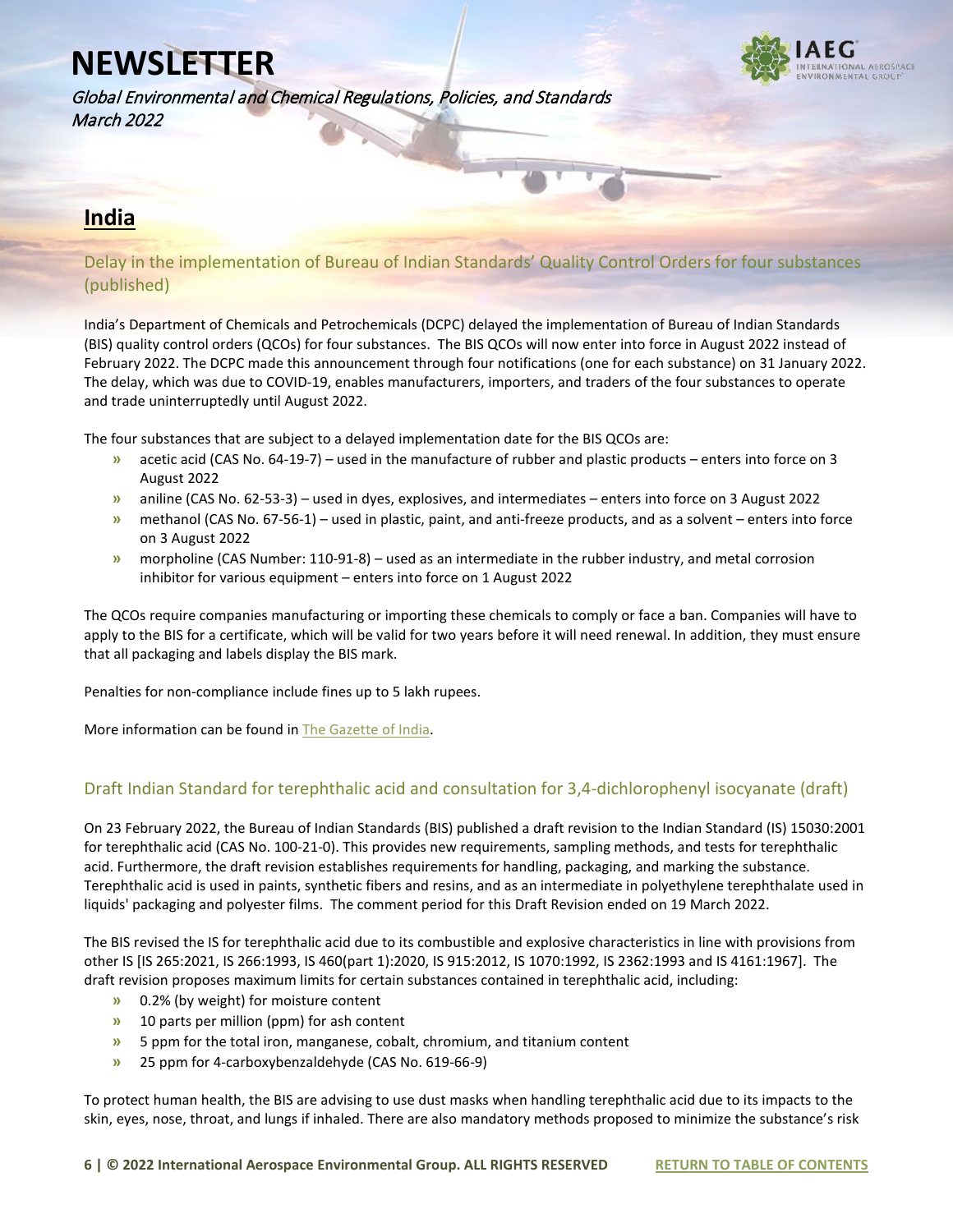## India

### Delay in the implementation of Bureau of Indian Standards' Quality Control Orders for four substances (published)

India's Department of Chemicals and Petrochemicals (DCPC) delayed the implementation of Bureau of Indian Standards (BIS) quality control orders (QCOs) for four substances. The BIS QCOs will now enter into force in August 2022 instead of February 2022. The DCPC made this announcement through four notifications (one for each substance) on 31 January 2022. The delay, which was due to COVID-19, enables manufacturers, importers, and traders of the four substances to operate and trade uninterruptedly until August 2022.

The four substances that are subject to a delayed implementation date for the BIS QCOs are:

- acetic acid (CAS No. 64-19-7) – used in the manufacture of rubber and plastic products – enters into force on 3 August 2022
- aniline (CAS No. 62-53-3) – used in dyes, explosives, and intermediates – enters into force on 3 August 2022
- methanol (CAS No. 67-56-1) – used in plastic, paint, and anti-freeze products, and as a solvent – enters into force on 3 August 2022
- morpholine (CAS Number: 110-91-8) – used as an intermediate in the rubber industry, and metal corrosion inhibitor for various equipment – enters into force on 1 August 2022

The QCOs require companies manufacturing or importing these chemicals to comply or face a ban. Companies will have to apply to the BIS for a certificate, which will be valid for two years before it will need renewal. In addition, they must ensure that all packaging and labels display the BIS mark.

Penalties for non-compliance include fines up to 5 lakh rupees.

More information can be found in The Gazette of India.

### Draft Indian Standard for terephthalic acid and consultation for 3,4-dichlorophenyl isocyanate (draft)

On 23 February 2022, the Bureau of Indian Standards (BIS) published a draft revision to the Indian Standard (IS) 15030:2001 for terephthalic acid (CAS No. 100-21-0). This provides new requirements, sampling methods, and tests for terephthalic acid. Furthermore, the draft revision establishes requirements for handling, packaging, and marking the substance. Terephthalic acid is used in paints, synthetic fibers and resins, and as an intermediate in polyethylene terephthalate used in liquids' packaging and polyester films. The comment period for this Draft Revision ended on 19 March 2022.

The BIS revised the IS for terephthalic acid due to its combustible and explosive characteristics in line with provisions from other IS [IS 265:2021, IS 266:1993, IS 460(part 1):2020, IS 915:2012, IS 1070:1992, IS 2362:1993 and IS 4161:1967]. The draft revision proposes maximum limits for certain substances contained in terephthalic acid, including:

- 0.2% (by weight) for moisture content
- 10 parts per million (ppm) for ash content
- 5 ppm for the total iron, manganese, cobalt, chromium, and titanium content
- 25 ppm for 4-carboxybenzaldehyde (CAS No. 619-66-9)

To protect human health, the BIS are advising to use dust masks when handling terephthalic acid due to its impacts to the skin, eyes, nose, throat, and lungs if inhaled. There are also mandatory methods proposed to minimize the substance's risk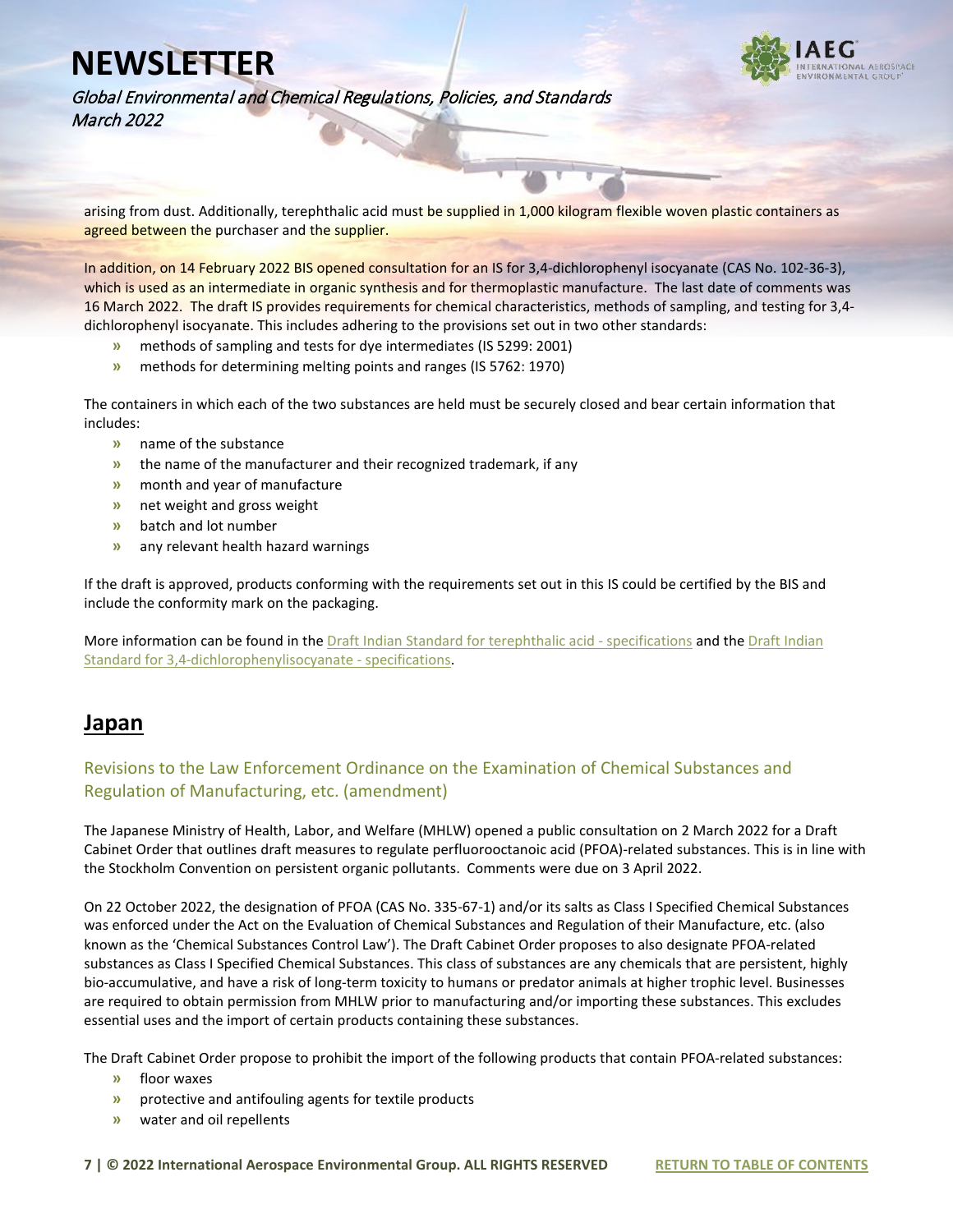arising from dust. Additionally, terephthalic acid must be supplied in 1,000 kilogram flexible woven plastic containers as agreed between the purchaser and the supplier.

In addition, on 14 February 2022 BIS opened consultation for an IS for 3,4-dichlorophenyl isocyanate (CAS No. 102-36-3), which is used as an intermediate in organic synthesis and for thermoplastic manufacture. The last date of comments was 16 March 2022. The draft IS provides requirements for chemical characteristics, methods of sampling, and testing for 3,4-dichlorophenyl isocyanate. This includes adhering to the provisions set out in two other standards:

- methods of sampling and tests for dye intermediates (IS 5299: 2001)
- methods for determining melting points and ranges (IS 5762: 1970)

The containers in which each of the two substances are held must be securely closed and bear certain information that includes:

- name of the substance
- the name of the manufacturer and their recognized trademark, if any
- month and year of manufacture
- net weight and gross weight
- batch and lot number
- any relevant health hazard warnings

If the draft is approved, products conforming with the requirements set out in this IS could be certified by the BIS and include the conformity mark on the packaging.

More information can be found in the Draft Indian Standard for terephthalic acid - specifications and the Draft Indian Standard for 3,4-dichlorophenylisocyanate - specifications.

## Japan

### Revisions to the Law Enforcement Ordinance on the Examination of Chemical Substances and Regulation of Manufacturing, etc. (amendment)

The Japanese Ministry of Health, Labor, and Welfare (MHLW) opened a public consultation on 2 March 2022 for a Draft Cabinet Order that outlines draft measures to regulate perfluorooctanoic acid (PFOA)-related substances. This is in line with the Stockholm Convention on persistent organic pollutants. Comments were due on 3 April 2022.

On 22 October 2022, the designation of PFOA (CAS No. 335-67-1) and/or its salts as Class I Specified Chemical Substances was enforced under the Act on the Evaluation of Chemical Substances and Regulation of their Manufacture, etc. (also known as the 'Chemical Substances Control Law'). The Draft Cabinet Order proposes to also designate PFOA-related substances as Class I Specified Chemical Substances. This class of substances are any chemicals that are persistent, highly bio-accumulative, and have a risk of long-term toxicity to humans or predator animals at higher trophic level. Businesses are required to obtain permission from MHLW prior to manufacturing and/or importing these substances. This excludes essential uses and the import of certain products containing these substances.

The Draft Cabinet Order propose to prohibit the import of the following products that contain PFOA-related substances:

- floor waxes
- protective and antifouling agents for textile products
- water and oil repellents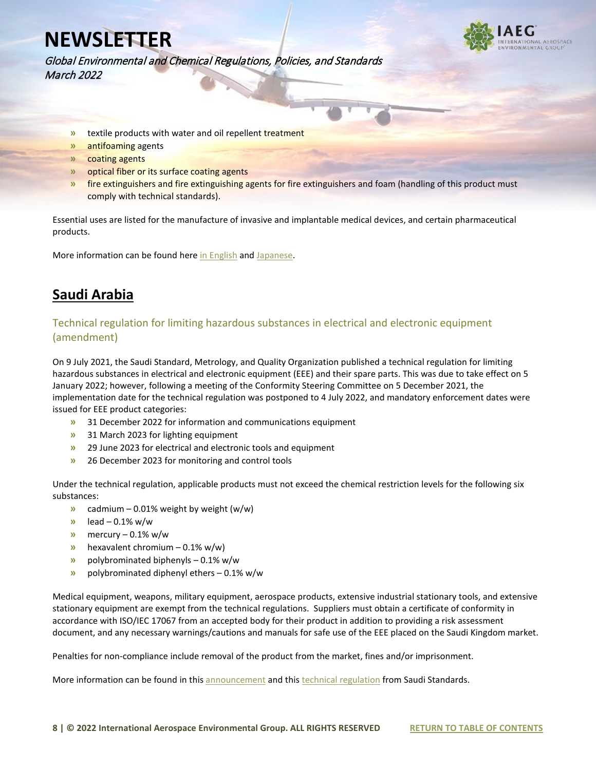- textile products with water and oil repellent treatment
- antifoaming agents
- coating agents
- optical fiber or its surface coating agents
- fire extinguishers and fire extinguishing agents for fire extinguishers and foam (handling of this product must comply with technical standards).

Essential uses are listed for the manufacture of invasive and implantable medical devices, and certain pharmaceutical products.

More information can be found here in English and Japanese.

## Saudi Arabia

### Technical regulation for limiting hazardous substances in electrical and electronic equipment (amendment)

On 9 July 2021, the Saudi Standard, Metrology, and Quality Organization published a technical regulation for limiting hazardous substances in electrical and electronic equipment (EEE) and their spare parts. This was due to take effect on 5 January 2022; however, following a meeting of the Conformity Steering Committee on 5 December 2021, the implementation date for the technical regulation was postponed to 4 July 2022, and mandatory enforcement dates were issued for EEE product categories:

- 31 December 2022 for information and communications equipment
- 31 March 2023 for lighting equipment
- 29 June 2023 for electrical and electronic tools and equipment
- 26 December 2023 for monitoring and control tools

Under the technical regulation, applicable products must not exceed the chemical restriction levels for the following six substances:

- cadmium – 0.01% weight by weight (w/w)
- lead – 0.1% w/w
- mercury – 0.1% w/w
- hexavalent chromium – 0.1% w/w)
- polybrominated biphenyls – 0.1% w/w
- polybrominated diphenyl ethers – 0.1% w/w

Medical equipment, weapons, military equipment, aerospace products, extensive industrial stationary tools, and extensive stationary equipment are exempt from the technical regulations. Suppliers must obtain a certificate of conformity in accordance with ISO/IEC 17067 from an accepted body for their product in addition to providing a risk assessment document, and any necessary warnings/cautions and manuals for safe use of the EEE placed on the Saudi Kingdom market.

Penalties for non-compliance include removal of the product from the market, fines and/or imprisonment.

More information can be found in this announcement and this technical regulation from Saudi Standards.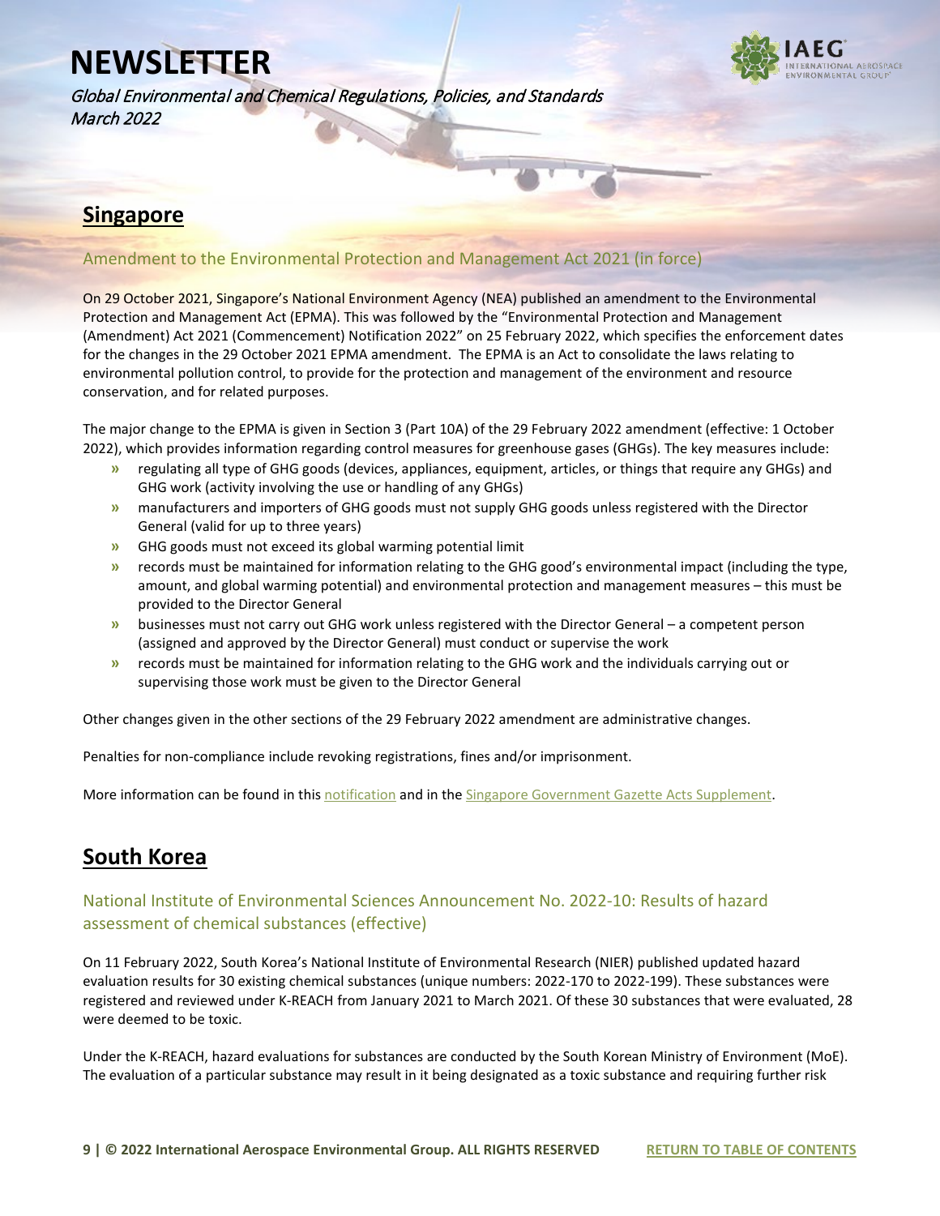## Singapore

### Amendment to the Environmental Protection and Management Act 2021 (in force)

On 29 October 2021, Singapore's National Environment Agency (NEA) published an amendment to the Environmental Protection and Management Act (EPMA). This was followed by the "Environmental Protection and Management (Amendment) Act 2021 (Commencement) Notification 2022" on 25 February 2022, which specifies the enforcement dates for the changes in the 29 October 2021 EPMA amendment. The EPMA is an Act to consolidate the laws relating to environmental pollution control, to provide for the protection and management of the environment and resource conservation, and for related purposes.

The major change to the EPMA is given in Section 3 (Part 10A) of the 29 February 2022 amendment (effective: 1 October 2022), which provides information regarding control measures for greenhouse gases (GHGs). The key measures include:

- regulating all type of GHG goods (devices, appliances, equipment, articles, or things that require any GHGs) and GHG work (activity involving the use or handling of any GHGs)
- manufacturers and importers of GHG goods must not supply GHG goods unless registered with the Director General (valid for up to three years)
- GHG goods must not exceed its global warming potential limit
- records must be maintained for information relating to the GHG good's environmental impact (including the type, amount, and global warming potential) and environmental protection and management measures – this must be provided to the Director General
- businesses must not carry out GHG work unless registered with the Director General – a competent person (assigned and approved by the Director General) must conduct or supervise the work
- records must be maintained for information relating to the GHG work and the individuals carrying out or supervising those work must be given to the Director General

Other changes given in the other sections of the 29 February 2022 amendment are administrative changes.

Penalties for non-compliance include revoking registrations, fines and/or imprisonment.

More information can be found in this notification and in the Singapore Government Gazette Acts Supplement.

## South Korea

### National Institute of Environmental Sciences Announcement No. 2022-10: Results of hazard assessment of chemical substances (effective)

On 11 February 2022, South Korea's National Institute of Environmental Research (NIER) published updated hazard evaluation results for 30 existing chemical substances (unique numbers: 2022-170 to 2022-199). These substances were registered and reviewed under K-REACH from January 2021 to March 2021. Of these 30 substances that were evaluated, 28 were deemed to be toxic.

Under the K-REACH, hazard evaluations for substances are conducted by the South Korean Ministry of Environment (MoE). The evaluation of a particular substance may result in it being designated as a toxic substance and requiring further risk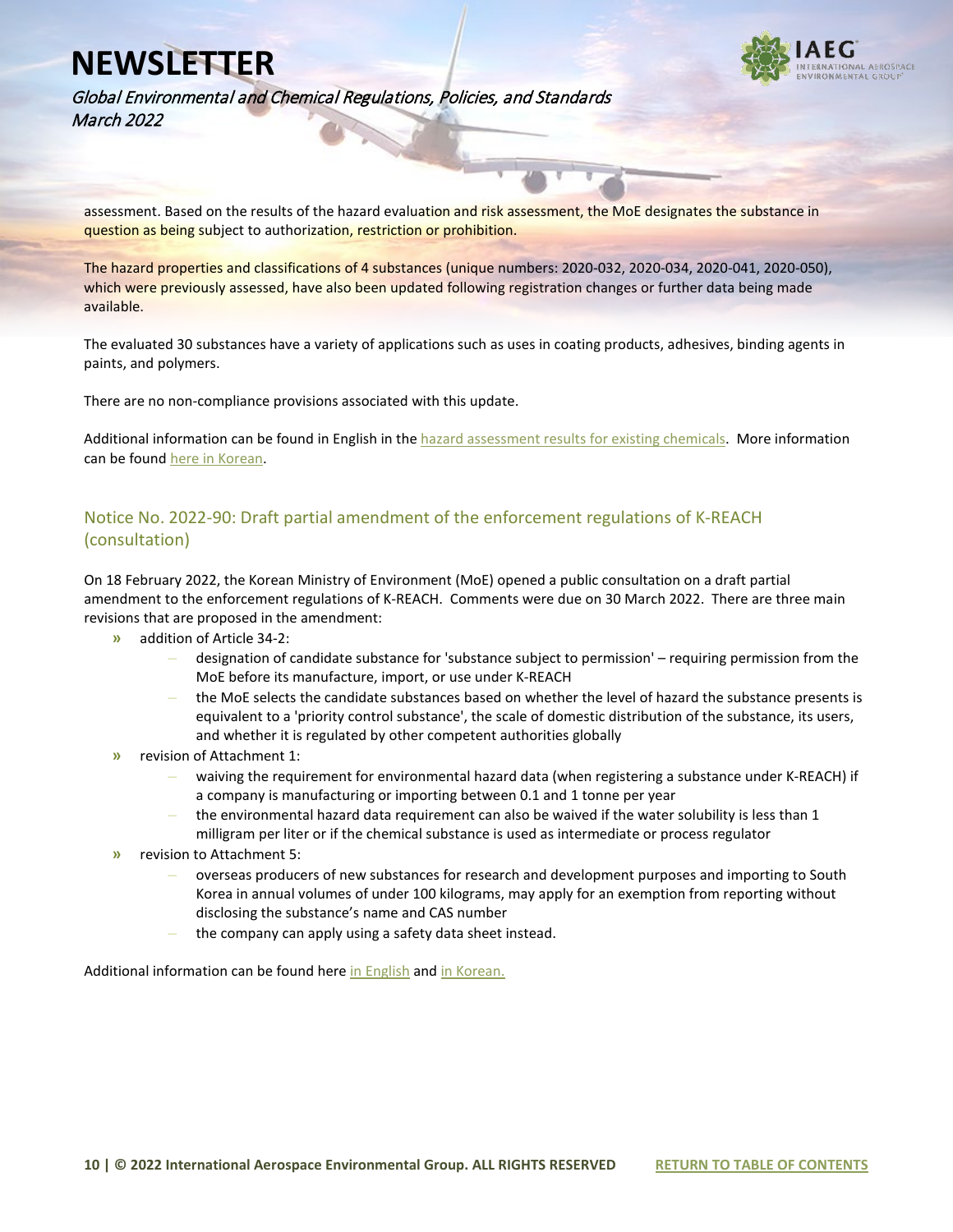assessment. Based on the results of the hazard evaluation and risk assessment, the MoE designates the substance in question as being subject to authorization, restriction or prohibition.

The hazard properties and classifications of 4 substances (unique numbers: 2020-032, 2020-034, 2020-041, 2020-050), which were previously assessed, have also been updated following registration changes or further data being made available.

The evaluated 30 substances have a variety of applications such as uses in coating products, adhesives, binding agents in paints, and polymers.

There are no non-compliance provisions associated with this update.

Additional information can be found in English in the hazard assessment results for existing chemicals. More information can be found here in Korean.

## Notice No. 2022-90: Draft partial amendment of the enforcement regulations of K-REACH (consultation)

On 18 February 2022, the Korean Ministry of Environment (MoE) opened a public consultation on a draft partial amendment to the enforcement regulations of K-REACH. Comments were due on 30 March 2022. There are three main revisions that are proposed in the amendment:

- addition of Article 34-2:
  - designation of candidate substance for 'substance subject to permission' – requiring permission from the MoE before its manufacture, import, or use under K-REACH
  - the MoE selects the candidate substances based on whether the level of hazard the substance presents is equivalent to a 'priority control substance', the scale of domestic distribution of the substance, its users, and whether it is regulated by other competent authorities globally
- revision of Attachment 1:
  - waiving the requirement for environmental hazard data (when registering a substance under K-REACH) if a company is manufacturing or importing between 0.1 and 1 tonne per year
  - the environmental hazard data requirement can also be waived if the water solubility is less than 1 milligram per liter or if the chemical substance is used as intermediate or process regulator
- revision to Attachment 5:
  - overseas producers of new substances for research and development purposes and importing to South Korea in annual volumes of under 100 kilograms, may apply for an exemption from reporting without disclosing the substance's name and CAS number
  - the company can apply using a safety data sheet instead.

Additional information can be found here in English and in Korean.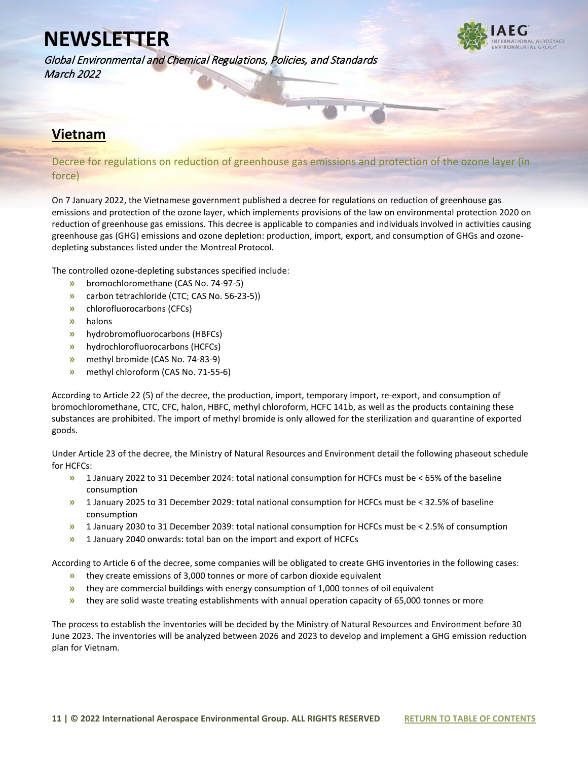## Vietnam

### Decree for regulations on reduction of greenhouse gas emissions and protection of the ozone layer (in force)

On 7 January 2022, the Vietnamese government published a decree for regulations on reduction of greenhouse gas emissions and protection of the ozone layer, which implements provisions of the law on environmental protection 2020 on reduction of greenhouse gas emissions. This decree is applicable to companies and individuals involved in activities causing greenhouse gas (GHG) emissions and ozone depletion: production, import, export, and consumption of GHGs and ozone-depleting substances listed under the Montreal Protocol.

The controlled ozone-depleting substances specified include:

- bromochloromethane (CAS No. 74-97-5)
- carbon tetrachloride (CTC; CAS No. 56-23-5))
- chlorofluorocarbons (CFCs)
- halons
- hydrobromofluorocarbons (HBFCs)
- hydrochlorofluorocarbons (HCFCs)
- methyl bromide (CAS No. 74-83-9)
- methyl chloroform (CAS No. 71-55-6)

According to Article 22 (5) of the decree, the production, import, temporary import, re-export, and consumption of bromochloromethane, CTC, CFC, halon, HBFC, methyl chloroform, HCFC 141b, as well as the products containing these substances are prohibited. The import of methyl bromide is only allowed for the sterilization and quarantine of exported goods.

Under Article 23 of the decree, the Ministry of Natural Resources and Environment detail the following phaseout schedule for HCFCs:

- 1 January 2022 to 31 December 2024: total national consumption for HCFCs must be < 65% of the baseline consumption
- 1 January 2025 to 31 December 2029: total national consumption for HCFCs must be < 32.5% of baseline consumption
- 1 January 2030 to 31 December 2039: total national consumption for HCFCs must be < 2.5% of consumption
- 1 January 2040 onwards: total ban on the import and export of HCFCs

According to Article 6 of the decree, some companies will be obligated to create GHG inventories in the following cases:

- they create emissions of 3,000 tonnes or more of carbon dioxide equivalent
- they are commercial buildings with energy consumption of 1,000 tonnes of oil equivalent
- they are solid waste treating establishments with annual operation capacity of 65,000 tonnes or more

The process to establish the inventories will be decided by the Ministry of Natural Resources and Environment before 30 June 2023. The inventories will be analyzed between 2026 and 2023 to develop and implement a GHG emission reduction plan for Vietnam.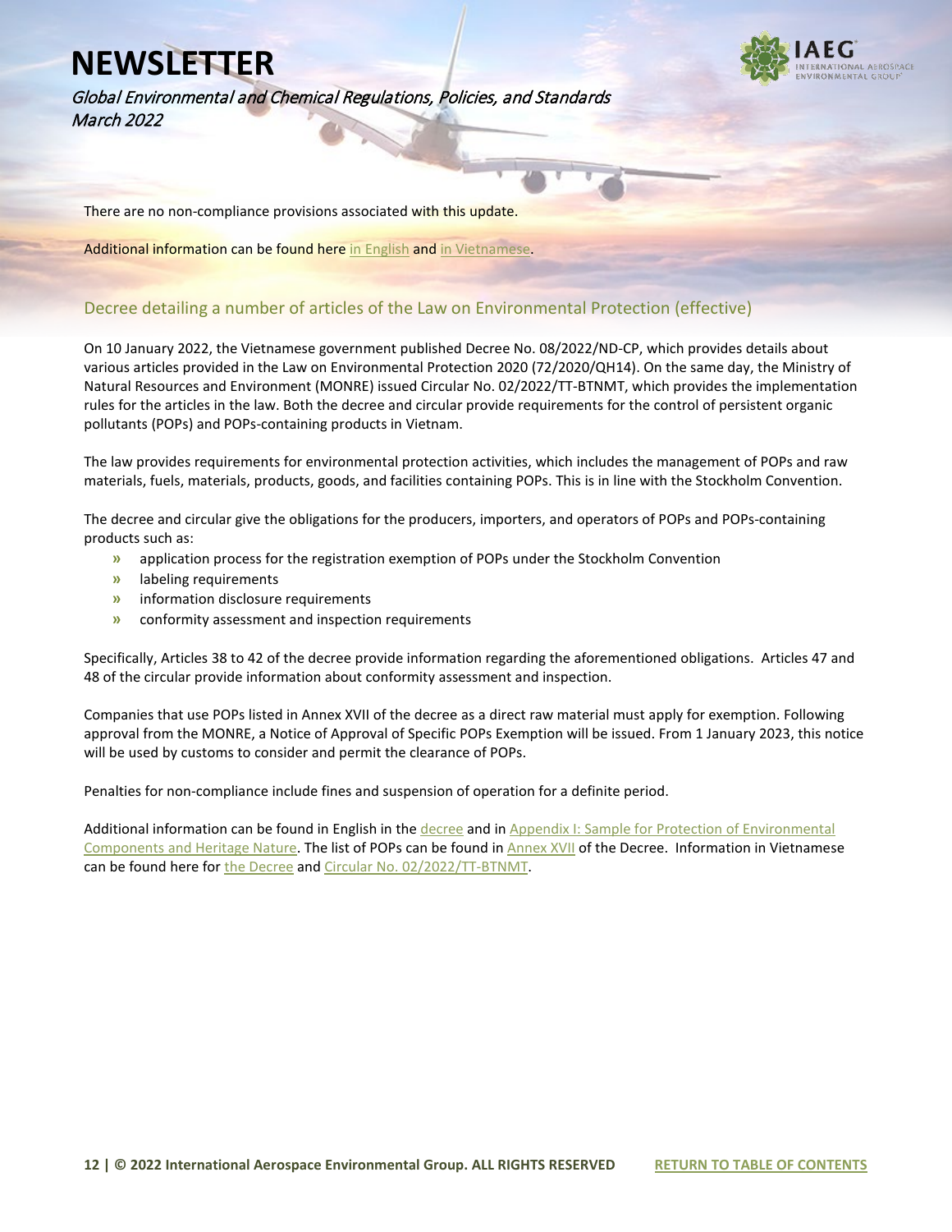There are no non-compliance provisions associated with this update.

Additional information can be found here in English and in Vietnamese.

### Decree detailing a number of articles of the Law on Environmental Protection (effective)

On 10 January 2022, the Vietnamese government published Decree No. 08/2022/ND-CP, which provides details about various articles provided in the Law on Environmental Protection 2020 (72/2020/QH14). On the same day, the Ministry of Natural Resources and Environment (MONRE) issued Circular No. 02/2022/TT-BTNMT, which provides the implementation rules for the articles in the law. Both the decree and circular provide requirements for the control of persistent organic pollutants (POPs) and POPs-containing products in Vietnam.

The law provides requirements for environmental protection activities, which includes the management of POPs and raw materials, fuels, materials, products, goods, and facilities containing POPs. This is in line with the Stockholm Convention.

The decree and circular give the obligations for the producers, importers, and operators of POPs and POPs-containing products such as:

- application process for the registration exemption of POPs under the Stockholm Convention
- labeling requirements
- information disclosure requirements
- conformity assessment and inspection requirements

Specifically, Articles 38 to 42 of the decree provide information regarding the aforementioned obligations. Articles 47 and 48 of the circular provide information about conformity assessment and inspection.

Companies that use POPs listed in Annex XVII of the decree as a direct raw material must apply for exemption. Following approval from the MONRE, a Notice of Approval of Specific POPs Exemption will be issued. From 1 January 2023, this notice will be used by customs to consider and permit the clearance of POPs.

Penalties for non-compliance include fines and suspension of operation for a definite period.

Additional information can be found in English in the decree and in Appendix I: Sample for Protection of Environmental Components and Heritage Nature. The list of POPs can be found in Annex XVII of the Decree. Information in Vietnamese can be found here for the Decree and Circular No. 02/2022/TT-BTNMT.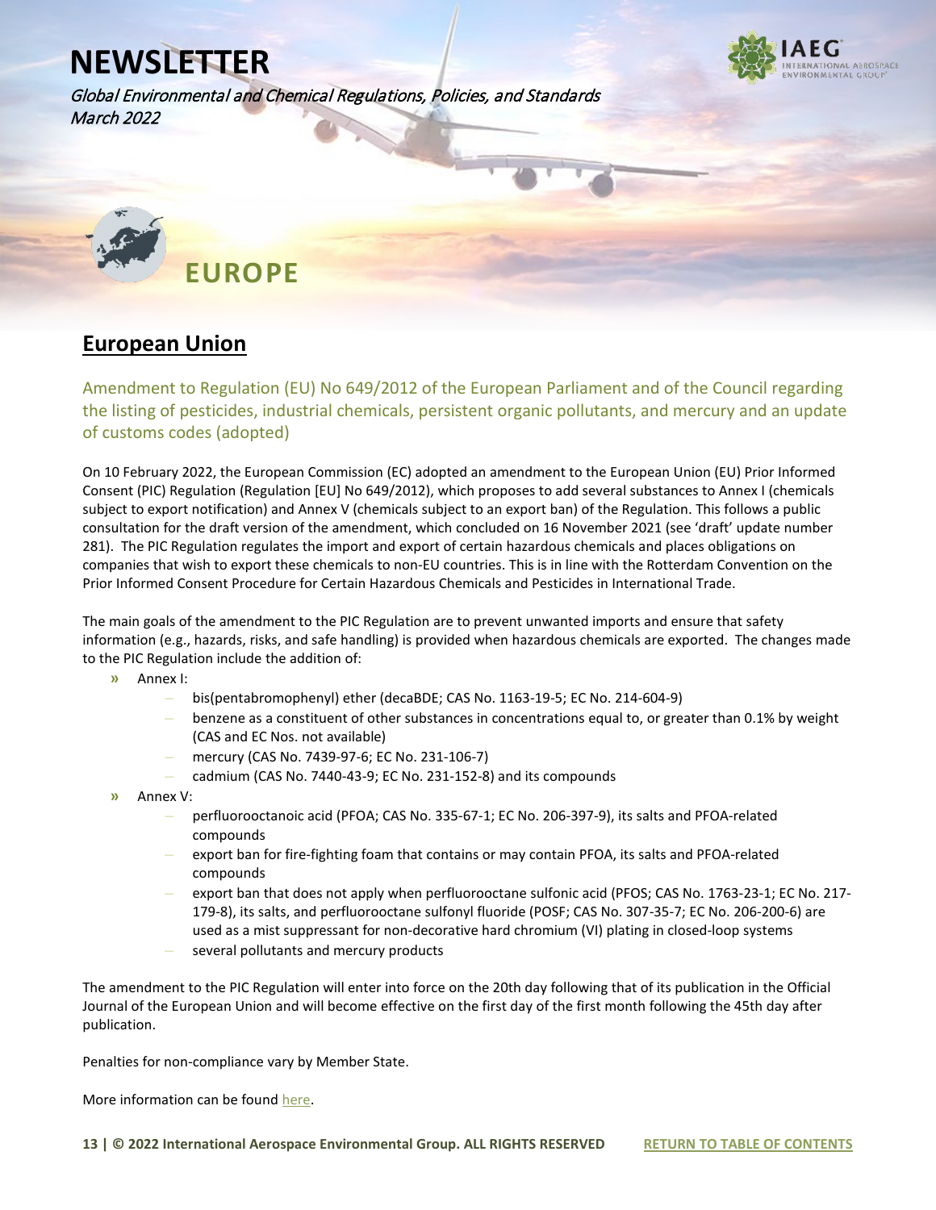# EUROPE

## European Union

### Amendment to Regulation (EU) No 649/2012 of the European Parliament and of the Council regarding the listing of pesticides, industrial chemicals, persistent organic pollutants, and mercury and an update of customs codes (adopted)

On 10 February 2022, the European Commission (EC) adopted an amendment to the European Union (EU) Prior Informed Consent (PIC) Regulation (Regulation [EU] No 649/2012), which proposes to add several substances to Annex I (chemicals subject to export notification) and Annex V (chemicals subject to an export ban) of the Regulation. This follows a public consultation for the draft version of the amendment, which concluded on 16 November 2021 (see 'draft' update number 281). The PIC Regulation regulates the import and export of certain hazardous chemicals and places obligations on companies that wish to export these chemicals to non-EU countries. This is in line with the Rotterdam Convention on the Prior Informed Consent Procedure for Certain Hazardous Chemicals and Pesticides in International Trade.

The main goals of the amendment to the PIC Regulation are to prevent unwanted imports and ensure that safety information (e.g., hazards, risks, and safe handling) is provided when hazardous chemicals are exported. The changes made to the PIC Regulation include the addition of:

- Annex I:
  - bis(pentabromophenyl) ether (decaBDE; CAS No. 1163-19-5; EC No. 214-604-9)
  - benzene as a constituent of other substances in concentrations equal to, or greater than 0.1% by weight (CAS and EC Nos. not available)
  - mercury (CAS No. 7439-97-6; EC No. 231-106-7)
  - cadmium (CAS No. 7440-43-9; EC No. 231-152-8) and its compounds
- Annex V:
  - perfluorooctanoic acid (PFOA; CAS No. 335-67-1; EC No. 206-397-9), its salts and PFOA-related compounds
  - export ban for fire-fighting foam that contains or may contain PFOA, its salts and PFOA-related compounds
  - export ban that does not apply when perfluorooctane sulfonic acid (PFOS; CAS No. 1763-23-1; EC No. 217-179-8), its salts, and perfluorooctane sulfonyl fluoride (POSF; CAS No. 307-35-7; EC No. 206-200-6) are used as a mist suppressant for non-decorative hard chromium (VI) plating in closed-loop systems
  - several pollutants and mercury products

The amendment to the PIC Regulation will enter into force on the 20th day following that of its publication in the Official Journal of the European Union and will become effective on the first day of the first month following the 45th day after publication.

Penalties for non-compliance vary by Member State.

More information can be found here.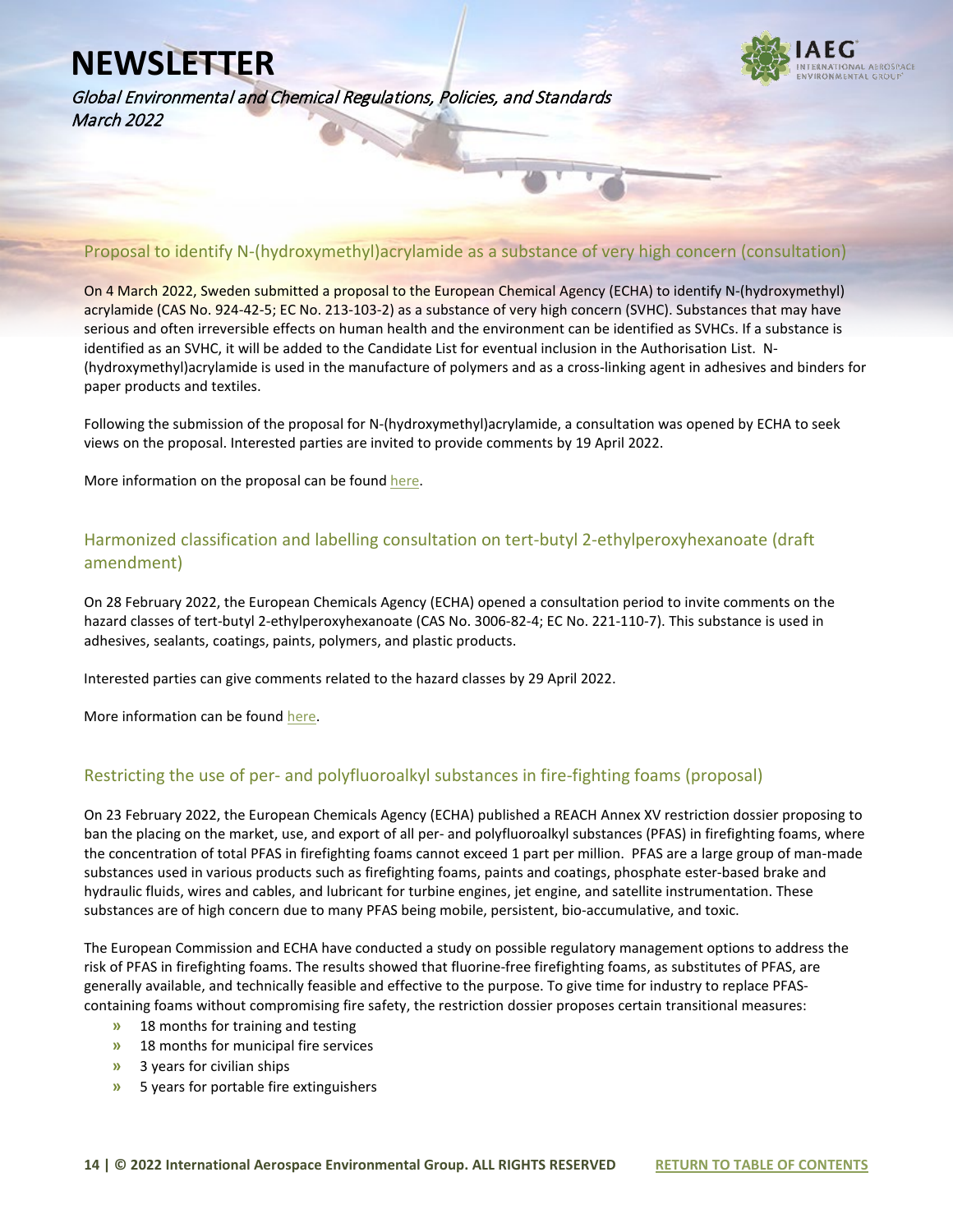## Proposal to identify N-(hydroxymethyl)acrylamide as a substance of very high concern (consultation)

On 4 March 2022, Sweden submitted a proposal to the European Chemical Agency (ECHA) to identify N-(hydroxymethyl) acrylamide (CAS No. 924-42-5; EC No. 213-103-2) as a substance of very high concern (SVHC). Substances that may have serious and often irreversible effects on human health and the environment can be identified as SVHCs. If a substance is identified as an SVHC, it will be added to the Candidate List for eventual inclusion in the Authorisation List. N-(hydroxymethyl)acrylamide is used in the manufacture of polymers and as a cross-linking agent in adhesives and binders for paper products and textiles.

Following the submission of the proposal for N-(hydroxymethyl)acrylamide, a consultation was opened by ECHA to seek views on the proposal. Interested parties are invited to provide comments by 19 April 2022.

More information on the proposal can be found here.

## Harmonized classification and labelling consultation on tert-butyl 2-ethylperoxyhexanoate (draft amendment)

On 28 February 2022, the European Chemicals Agency (ECHA) opened a consultation period to invite comments on the hazard classes of tert-butyl 2-ethylperoxyhexanoate (CAS No. 3006-82-4; EC No. 221-110-7). This substance is used in adhesives, sealants, coatings, paints, polymers, and plastic products.

Interested parties can give comments related to the hazard classes by 29 April 2022.

More information can be found here.

## Restricting the use of per- and polyfluoroalkyl substances in fire-fighting foams (proposal)

On 23 February 2022, the European Chemicals Agency (ECHA) published a REACH Annex XV restriction dossier proposing to ban the placing on the market, use, and export of all per- and polyfluoroalkyl substances (PFAS) in firefighting foams, where the concentration of total PFAS in firefighting foams cannot exceed 1 part per million. PFAS are a large group of man-made substances used in various products such as firefighting foams, paints and coatings, phosphate ester-based brake and hydraulic fluids, wires and cables, and lubricant for turbine engines, jet engine, and satellite instrumentation. These substances are of high concern due to many PFAS being mobile, persistent, bio-accumulative, and toxic.

The European Commission and ECHA have conducted a study on possible regulatory management options to address the risk of PFAS in firefighting foams. The results showed that fluorine-free firefighting foams, as substitutes of PFAS, are generally available, and technically feasible and effective to the purpose. To give time for industry to replace PFAS-containing foams without compromising fire safety, the restriction dossier proposes certain transitional measures:

- 18 months for training and testing
- 18 months for municipal fire services
- 3 years for civilian ships
- 5 years for portable fire extinguishers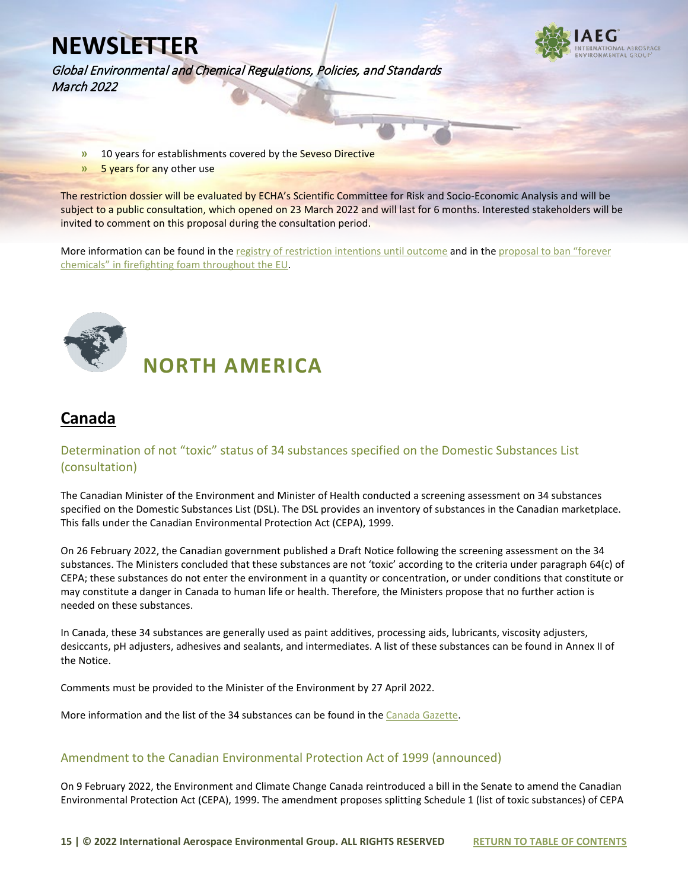- 10 years for establishments covered by the Seveso Directive
- 5 years for any other use

The restriction dossier will be evaluated by ECHA's Scientific Committee for Risk and Socio-Economic Analysis and will be subject to a public consultation, which opened on 23 March 2022 and will last for 6 months. Interested stakeholders will be invited to comment on this proposal during the consultation period.

More information can be found in the registry of restriction intentions until outcome and in the proposal to ban "forever chemicals" in firefighting foam throughout the EU.

# NORTH AMERICA

## Canada

### Determination of not "toxic" status of 34 substances specified on the Domestic Substances List (consultation)

The Canadian Minister of the Environment and Minister of Health conducted a screening assessment on 34 substances specified on the Domestic Substances List (DSL). The DSL provides an inventory of substances in the Canadian marketplace. This falls under the Canadian Environmental Protection Act (CEPA), 1999.

On 26 February 2022, the Canadian government published a Draft Notice following the screening assessment on the 34 substances. The Ministers concluded that these substances are not 'toxic' according to the criteria under paragraph 64(c) of CEPA; these substances do not enter the environment in a quantity or concentration, or under conditions that constitute or may constitute a danger in Canada to human life or health. Therefore, the Ministers propose that no further action is needed on these substances.

In Canada, these 34 substances are generally used as paint additives, processing aids, lubricants, viscosity adjusters, desiccants, pH adjusters, adhesives and sealants, and intermediates. A list of these substances can be found in Annex II of the Notice.

Comments must be provided to the Minister of the Environment by 27 April 2022.

More information and the list of the 34 substances can be found in the Canada Gazette.

### Amendment to the Canadian Environmental Protection Act of 1999 (announced)

On 9 February 2022, the Environment and Climate Change Canada reintroduced a bill in the Senate to amend the Canadian Environmental Protection Act (CEPA), 1999. The amendment proposes splitting Schedule 1 (list of toxic substances) of CEPA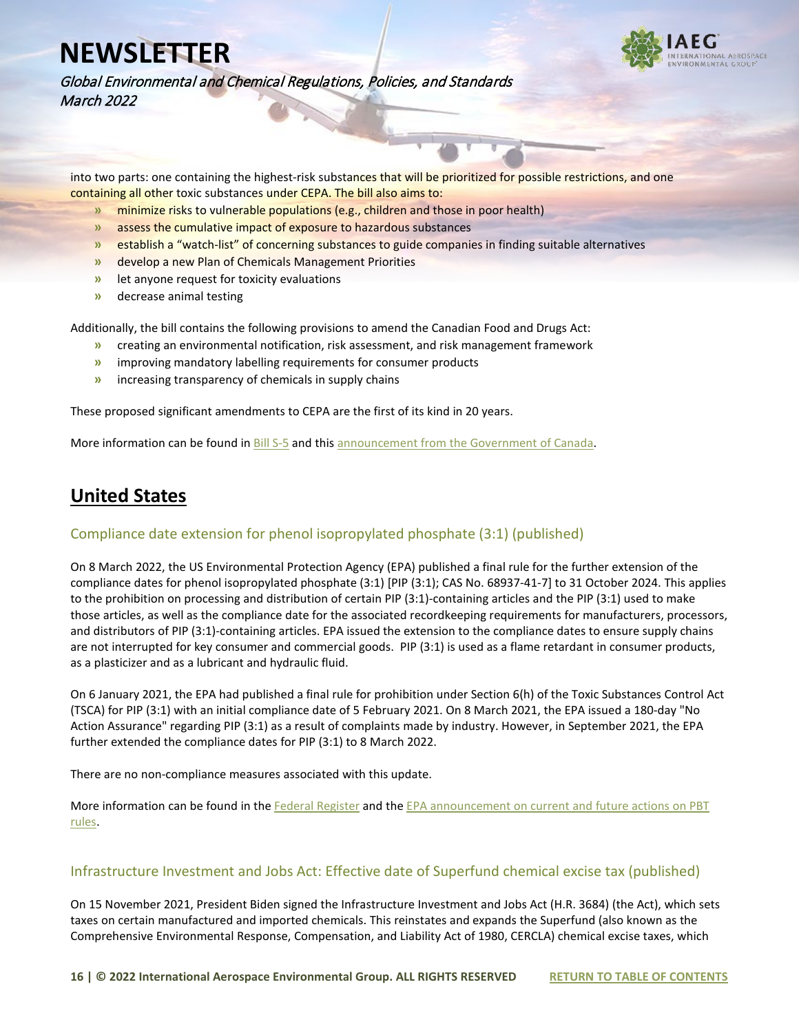into two parts: one containing the highest-risk substances that will be prioritized for possible restrictions, and one containing all other toxic substances under CEPA. The bill also aims to:

- minimize risks to vulnerable populations (e.g., children and those in poor health)
- assess the cumulative impact of exposure to hazardous substances
- establish a “watch-list” of concerning substances to guide companies in finding suitable alternatives
- develop a new Plan of Chemicals Management Priorities
- let anyone request for toxicity evaluations
- decrease animal testing

Additionally, the bill contains the following provisions to amend the Canadian Food and Drugs Act:

- creating an environmental notification, risk assessment, and risk management framework
- improving mandatory labelling requirements for consumer products
- increasing transparency of chemicals in supply chains

These proposed significant amendments to CEPA are the first of its kind in 20 years.

More information can be found in Bill S-5 and this announcement from the Government of Canada.

## United States

### Compliance date extension for phenol isopropylated phosphate (3:1) (published)

On 8 March 2022, the US Environmental Protection Agency (EPA) published a final rule for the further extension of the compliance dates for phenol isopropylated phosphate (3:1) [PIP (3:1); CAS No. 68937-41-7] to 31 October 2024. This applies to the prohibition on processing and distribution of certain PIP (3:1)-containing articles and the PIP (3:1) used to make those articles, as well as the compliance date for the associated recordkeeping requirements for manufacturers, processors, and distributors of PIP (3:1)-containing articles. EPA issued the extension to the compliance dates to ensure supply chains are not interrupted for key consumer and commercial goods. PIP (3:1) is used as a flame retardant in consumer products, as a plasticizer and as a lubricant and hydraulic fluid.

On 6 January 2021, the EPA had published a final rule for prohibition under Section 6(h) of the Toxic Substances Control Act (TSCA) for PIP (3:1) with an initial compliance date of 5 February 2021. On 8 March 2021, the EPA issued a 180-day "No Action Assurance" regarding PIP (3:1) as a result of complaints made by industry. However, in September 2021, the EPA further extended the compliance dates for PIP (3:1) to 8 March 2022.

There are no non-compliance measures associated with this update.

More information can be found in the Federal Register and the EPA announcement on current and future actions on PBT rules.

### Infrastructure Investment and Jobs Act: Effective date of Superfund chemical excise tax (published)

On 15 November 2021, President Biden signed the Infrastructure Investment and Jobs Act (H.R. 3684) (the Act), which sets taxes on certain manufactured and imported chemicals. This reinstates and expands the Superfund (also known as the Comprehensive Environmental Response, Compensation, and Liability Act of 1980, CERCLA) chemical excise taxes, which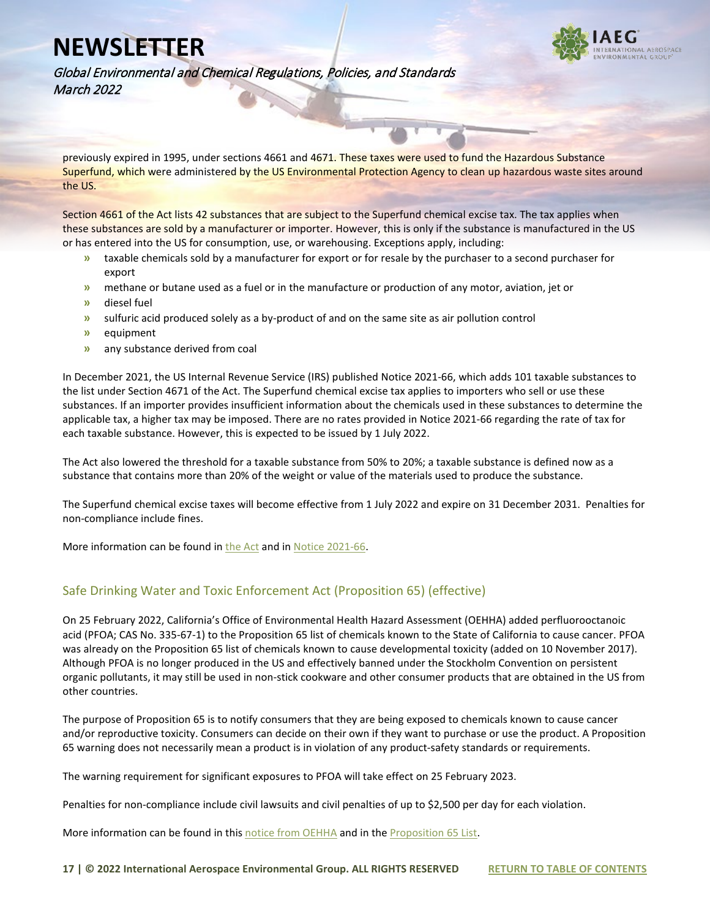previously expired in 1995, under sections 4661 and 4671. These taxes were used to fund the Hazardous Substance Superfund, which were administered by the US Environmental Protection Agency to clean up hazardous waste sites around the US.

Section 4661 of the Act lists 42 substances that are subject to the Superfund chemical excise tax. The tax applies when these substances are sold by a manufacturer or importer. However, this is only if the substance is manufactured in the US or has entered into the US for consumption, use, or warehousing. Exceptions apply, including:

- taxable chemicals sold by a manufacturer for export or for resale by the purchaser to a second purchaser for export
- methane or butane used as a fuel or in the manufacture or production of any motor, aviation, jet or
- diesel fuel
- sulfuric acid produced solely as a by-product of and on the same site as air pollution control
- equipment
- any substance derived from coal

In December 2021, the US Internal Revenue Service (IRS) published Notice 2021-66, which adds 101 taxable substances to the list under Section 4671 of the Act. The Superfund chemical excise tax applies to importers who sell or use these substances. If an importer provides insufficient information about the chemicals used in these substances to determine the applicable tax, a higher tax may be imposed. There are no rates provided in Notice 2021-66 regarding the rate of tax for each taxable substance. However, this is expected to be issued by 1 July 2022.

The Act also lowered the threshold for a taxable substance from 50% to 20%; a taxable substance is defined now as a substance that contains more than 20% of the weight or value of the materials used to produce the substance.

The Superfund chemical excise taxes will become effective from 1 July 2022 and expire on 31 December 2031. Penalties for non-compliance include fines.

More information can be found in the Act and in Notice 2021-66.

## Safe Drinking Water and Toxic Enforcement Act (Proposition 65) (effective)

On 25 February 2022, California's Office of Environmental Health Hazard Assessment (OEHHA) added perfluorooctanoic acid (PFOA; CAS No. 335-67-1) to the Proposition 65 list of chemicals known to the State of California to cause cancer. PFOA was already on the Proposition 65 list of chemicals known to cause developmental toxicity (added on 10 November 2017). Although PFOA is no longer produced in the US and effectively banned under the Stockholm Convention on persistent organic pollutants, it may still be used in non-stick cookware and other consumer products that are obtained in the US from other countries.

The purpose of Proposition 65 is to notify consumers that they are being exposed to chemicals known to cause cancer and/or reproductive toxicity. Consumers can decide on their own if they want to purchase or use the product. A Proposition 65 warning does not necessarily mean a product is in violation of any product-safety standards or requirements.

The warning requirement for significant exposures to PFOA will take effect on 25 February 2023.

Penalties for non-compliance include civil lawsuits and civil penalties of up to $2,500 per day for each violation.

More information can be found in this notice from OEHHA and in the Proposition 65 List.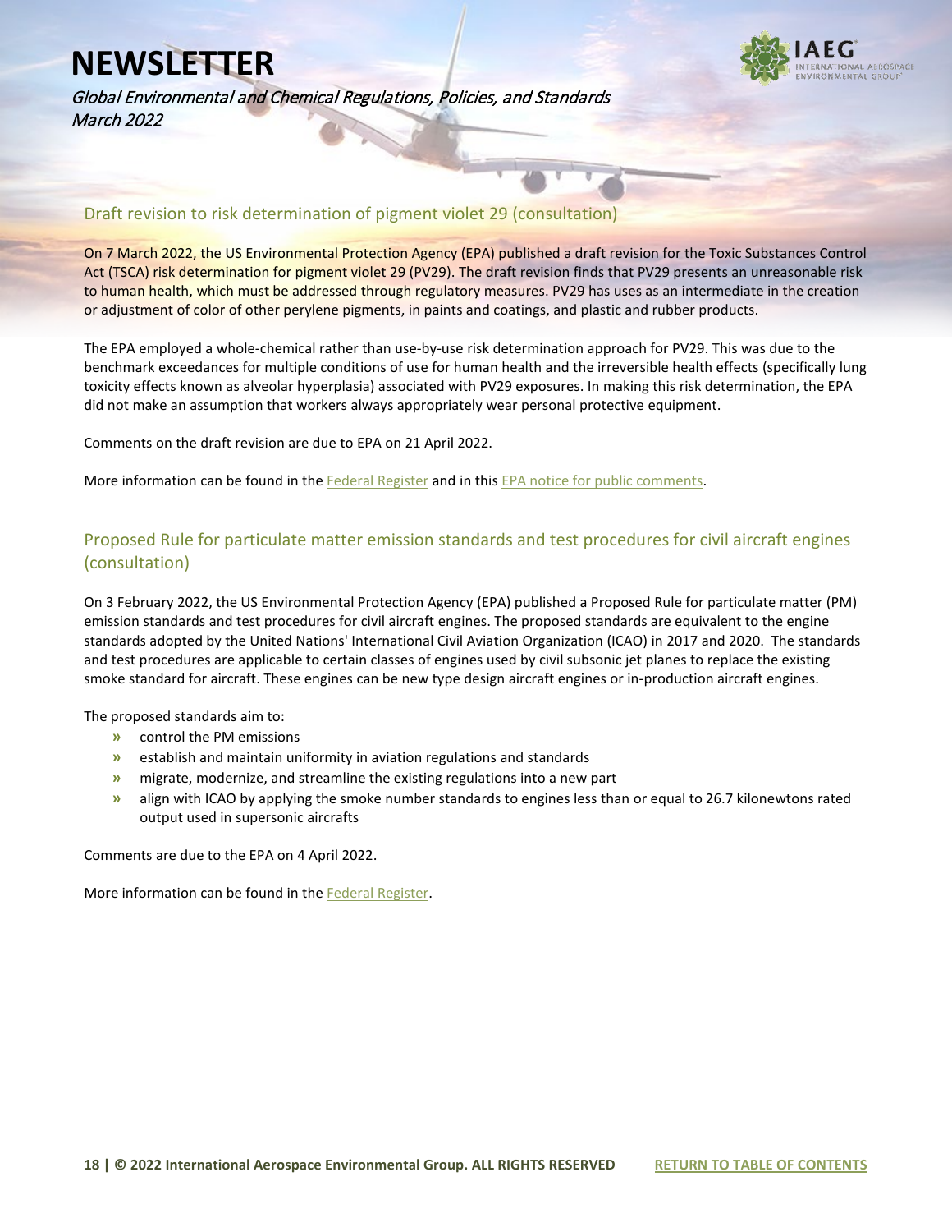## Draft revision to risk determination of pigment violet 29 (consultation)

On 7 March 2022, the US Environmental Protection Agency (EPA) published a draft revision for the Toxic Substances Control Act (TSCA) risk determination for pigment violet 29 (PV29). The draft revision finds that PV29 presents an unreasonable risk to human health, which must be addressed through regulatory measures. PV29 has uses as an intermediate in the creation or adjustment of color of other perylene pigments, in paints and coatings, and plastic and rubber products.

The EPA employed a whole-chemical rather than use-by-use risk determination approach for PV29. This was due to the benchmark exceedances for multiple conditions of use for human health and the irreversible health effects (specifically lung toxicity effects known as alveolar hyperplasia) associated with PV29 exposures. In making this risk determination, the EPA did not make an assumption that workers always appropriately wear personal protective equipment.

Comments on the draft revision are due to EPA on 21 April 2022.

More information can be found in the Federal Register and in this EPA notice for public comments.

## Proposed Rule for particulate matter emission standards and test procedures for civil aircraft engines (consultation)

On 3 February 2022, the US Environmental Protection Agency (EPA) published a Proposed Rule for particulate matter (PM) emission standards and test procedures for civil aircraft engines. The proposed standards are equivalent to the engine standards adopted by the United Nations' International Civil Aviation Organization (ICAO) in 2017 and 2020. The standards and test procedures are applicable to certain classes of engines used by civil subsonic jet planes to replace the existing smoke standard for aircraft. These engines can be new type design aircraft engines or in-production aircraft engines.

The proposed standards aim to:

- control the PM emissions
- establish and maintain uniformity in aviation regulations and standards
- migrate, modernize, and streamline the existing regulations into a new part
- align with ICAO by applying the smoke number standards to engines less than or equal to 26.7 kilonewtons rated output used in supersonic aircrafts

Comments are due to the EPA on 4 April 2022.

More information can be found in the Federal Register.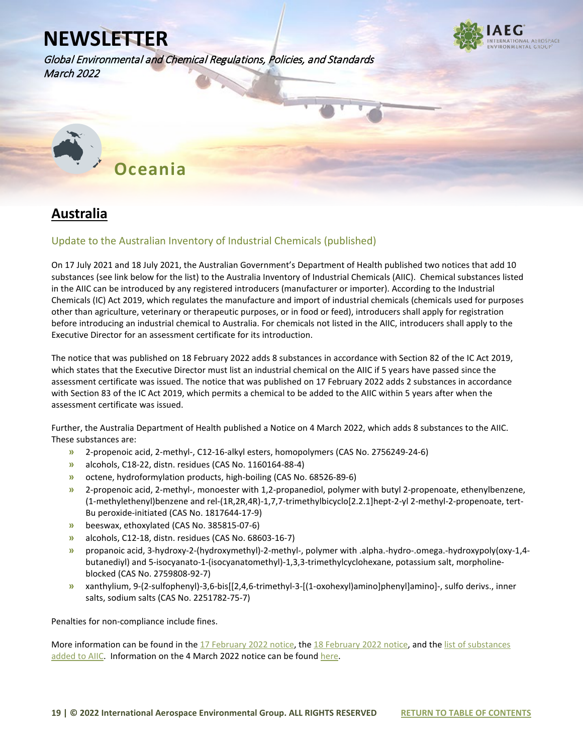# NEWSLETTER

*Global Environmental and Chemical Regulations, Policies, and Standards*
*March 2022*

# Oceania

## Australia

### Update to the Australian Inventory of Industrial Chemicals (published)

On 17 July 2021 and 18 July 2021, the Australian Government's Department of Health published two notices that add 10 substances (see link below for the list) to the Australia Inventory of Industrial Chemicals (AIIC). Chemical substances listed in the AIIC can be introduced by any registered introducers (manufacturer or importer). According to the Industrial Chemicals (IC) Act 2019, which regulates the manufacture and import of industrial chemicals (chemicals used for purposes other than agriculture, veterinary or therapeutic purposes, or in food or feed), introducers shall apply for registration before introducing an industrial chemical to Australia. For chemicals not listed in the AIIC, introducers shall apply to the Executive Director for an assessment certificate for its introduction.

The notice that was published on 18 February 2022 adds 8 substances in accordance with Section 82 of the IC Act 2019, which states that the Executive Director must list an industrial chemical on the AIIC if 5 years have passed since the assessment certificate was issued. The notice that was published on 17 February 2022 adds 2 substances in accordance with Section 83 of the IC Act 2019, which permits a chemical to be added to the AIIC within 5 years after when the assessment certificate was issued.

Further, the Australia Department of Health published a Notice on 4 March 2022, which adds 8 substances to the AIIC. These substances are:

- 2-propenoic acid, 2-methyl-, C12-16-alkyl esters, homopolymers (CAS No. 2756249-24-6)
- alcohols, C18-22, distn. residues (CAS No. 1160164-88-4)
- octene, hydroformylation products, high-boiling (CAS No. 68526-89-6)
- 2-propenoic acid, 2-methyl-, monoester with 1,2-propanediol, polymer with butyl 2-propenoate, ethenylbenzene, (1-methylethenyl)benzene and rel-(1R,2R,4R)-1,7,7-trimethylbicyclo[2.2.1]hept-2-yl 2-methyl-2-propenoate, tert-Bu peroxide-initiated (CAS No. 1817644-17-9)
- beeswax, ethoxylated (CAS No. 385815-07-6)
- alcohols, C12-18, distn. residues (CAS No. 68603-16-7)
- propanoic acid, 3-hydroxy-2-(hydroxymethyl)-2-methyl-, polymer with .alpha.-hydro-.omega.-hydroxypoly(oxy-1,4-butanediyl) and 5-isocyanato-1-(isocyanatomethyl)-1,3,3-trimethylcyclohexane, potassium salt, morpholine-blocked (CAS No. 2759808-92-7)
- xanthylium, 9-(2-sulfophenyl)-3,6-bis[[2,4,6-trimethyl-3-[(1-oxohexyl)amino]phenyl]amino]-, sulfo derivs., inner salts, sodium salts (CAS No. 2251782-75-7)

Penalties for non-compliance include fines.

More information can be found in the 17 February 2022 notice, the 18 February 2022 notice, and the list of substances added to AIIC. Information on the 4 March 2022 notice can be found here.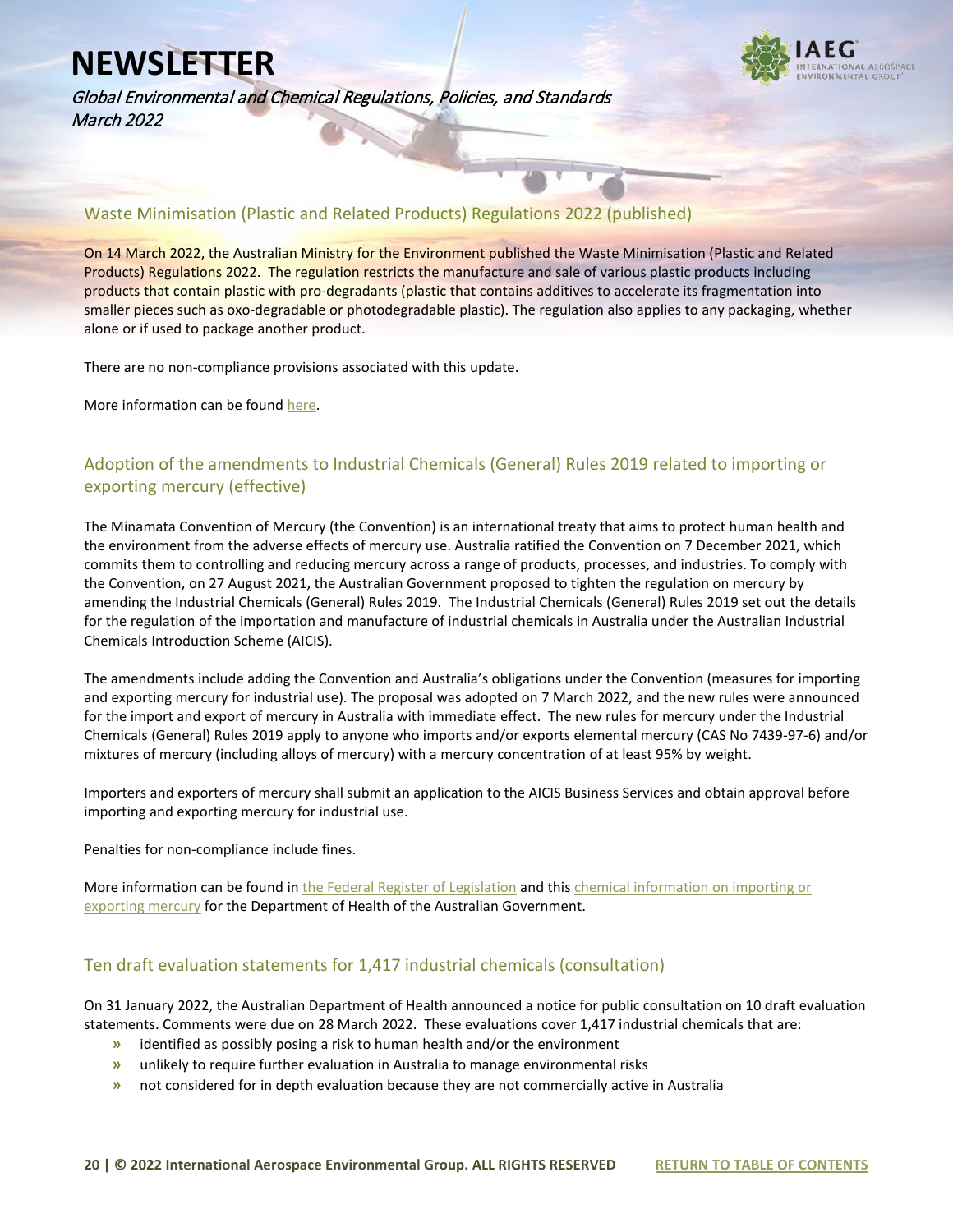## Waste Minimisation (Plastic and Related Products) Regulations 2022 (published)

On 14 March 2022, the Australian Ministry for the Environment published the Waste Minimisation (Plastic and Related Products) Regulations 2022. The regulation restricts the manufacture and sale of various plastic products including products that contain plastic with pro-degradants (plastic that contains additives to accelerate its fragmentation into smaller pieces such as oxo-degradable or photodegradable plastic). The regulation also applies to any packaging, whether alone or if used to package another product.

There are no non-compliance provisions associated with this update.

More information can be found here.

## Adoption of the amendments to Industrial Chemicals (General) Rules 2019 related to importing or exporting mercury (effective)

The Minamata Convention of Mercury (the Convention) is an international treaty that aims to protect human health and the environment from the adverse effects of mercury use. Australia ratified the Convention on 7 December 2021, which commits them to controlling and reducing mercury across a range of products, processes, and industries. To comply with the Convention, on 27 August 2021, the Australian Government proposed to tighten the regulation on mercury by amending the Industrial Chemicals (General) Rules 2019. The Industrial Chemicals (General) Rules 2019 set out the details for the regulation of the importation and manufacture of industrial chemicals in Australia under the Australian Industrial Chemicals Introduction Scheme (AICIS).

The amendments include adding the Convention and Australia's obligations under the Convention (measures for importing and exporting mercury for industrial use). The proposal was adopted on 7 March 2022, and the new rules were announced for the import and export of mercury in Australia with immediate effect. The new rules for mercury under the Industrial Chemicals (General) Rules 2019 apply to anyone who imports and/or exports elemental mercury (CAS No 7439-97-6) and/or mixtures of mercury (including alloys of mercury) with a mercury concentration of at least 95% by weight.

Importers and exporters of mercury shall submit an application to the AICIS Business Services and obtain approval before importing and exporting mercury for industrial use.

Penalties for non-compliance include fines.

More information can be found in the Federal Register of Legislation and this chemical information on importing or exporting mercury for the Department of Health of the Australian Government.

## Ten draft evaluation statements for 1,417 industrial chemicals (consultation)

On 31 January 2022, the Australian Department of Health announced a notice for public consultation on 10 draft evaluation statements. Comments were due on 28 March 2022. These evaluations cover 1,417 industrial chemicals that are:

- identified as possibly posing a risk to human health and/or the environment
- unlikely to require further evaluation in Australia to manage environmental risks
- not considered for in depth evaluation because they are not commercially active in Australia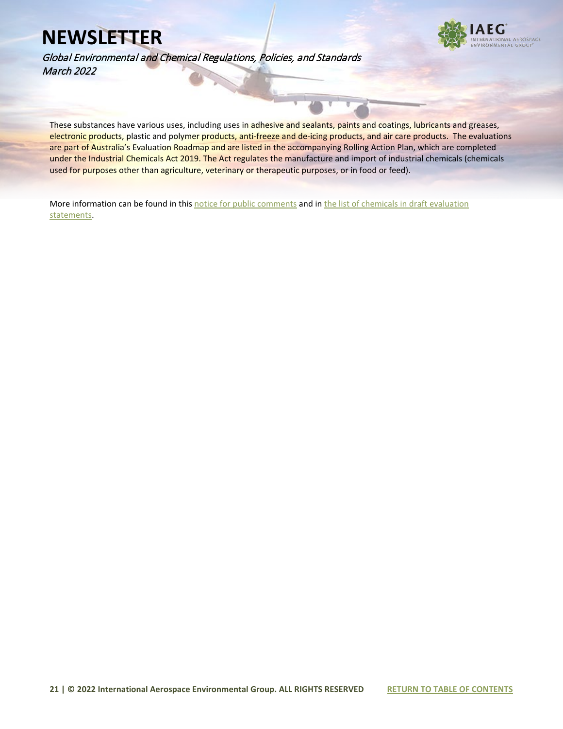These substances have various uses, including uses in adhesive and sealants, paints and coatings, lubricants and greases, electronic products, plastic and polymer products, anti-freeze and de-icing products, and air care products. The evaluations are part of Australia's Evaluation Roadmap and are listed in the accompanying Rolling Action Plan, which are completed under the Industrial Chemicals Act 2019. The Act regulates the manufacture and import of industrial chemicals (chemicals used for purposes other than agriculture, veterinary or therapeutic purposes, or in food or feed).

More information can be found in this notice for public comments and in the list of chemicals in draft evaluation statements.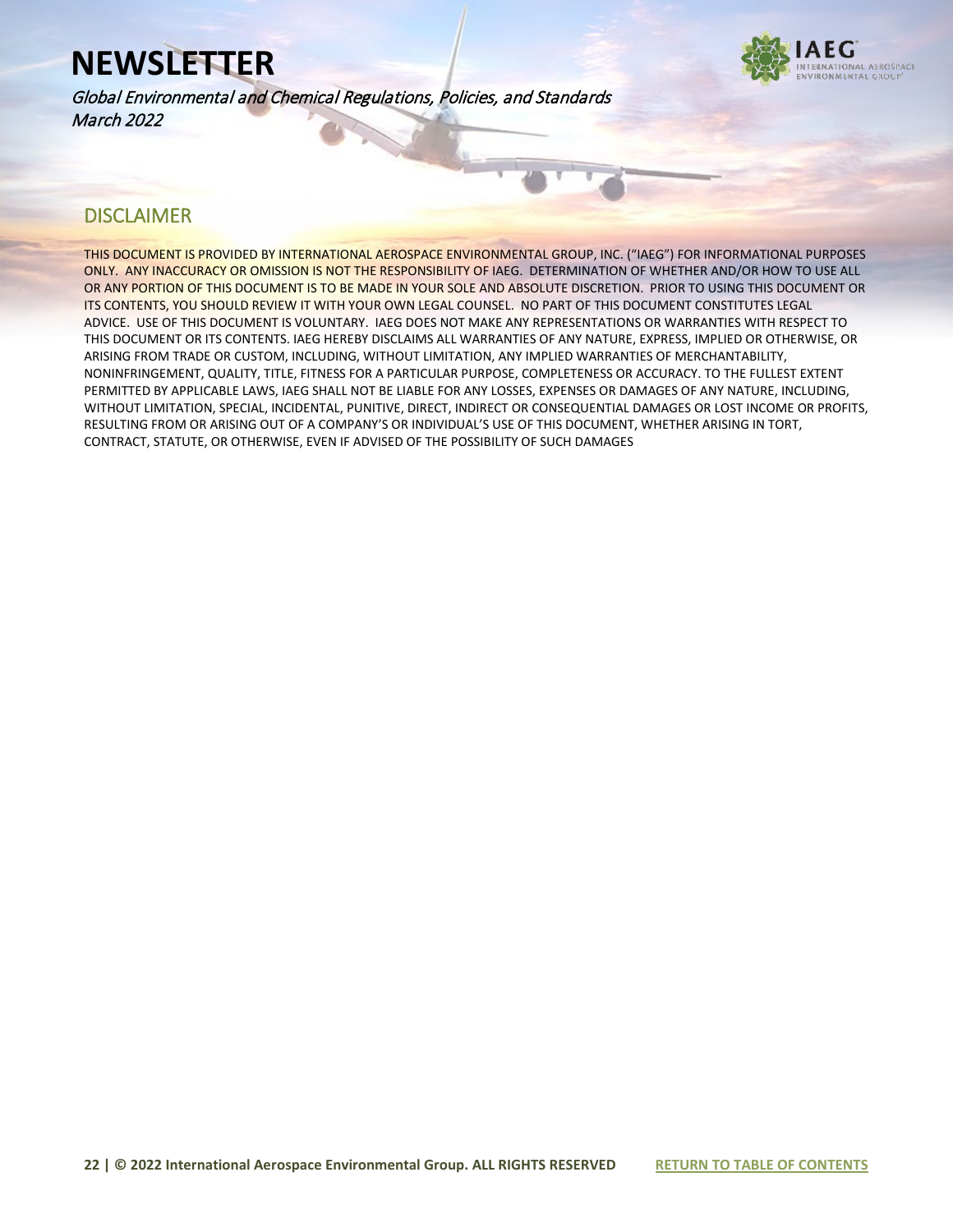## DISCLAIMER

THIS DOCUMENT IS PROVIDED BY INTERNATIONAL AEROSPACE ENVIRONMENTAL GROUP, INC. ("IAEG") FOR INFORMATIONAL PURPOSES ONLY. ANY INACCURACY OR OMISSION IS NOT THE RESPONSIBILITY OF IAEG. DETERMINATION OF WHETHER AND/OR HOW TO USE ALL OR ANY PORTION OF THIS DOCUMENT IS TO BE MADE IN YOUR SOLE AND ABSOLUTE DISCRETION. PRIOR TO USING THIS DOCUMENT OR ITS CONTENTS, YOU SHOULD REVIEW IT WITH YOUR OWN LEGAL COUNSEL. NO PART OF THIS DOCUMENT CONSTITUTES LEGAL ADVICE. USE OF THIS DOCUMENT IS VOLUNTARY. IAEG DOES NOT MAKE ANY REPRESENTATIONS OR WARRANTIES WITH RESPECT TO THIS DOCUMENT OR ITS CONTENTS. IAEG HEREBY DISCLAIMS ALL WARRANTIES OF ANY NATURE, EXPRESS, IMPLIED OR OTHERWISE, OR ARISING FROM TRADE OR CUSTOM, INCLUDING, WITHOUT LIMITATION, ANY IMPLIED WARRANTIES OF MERCHANTABILITY, NONINFRINGEMENT, QUALITY, TITLE, FITNESS FOR A PARTICULAR PURPOSE, COMPLETENESS OR ACCURACY. TO THE FULLEST EXTENT PERMITTED BY APPLICABLE LAWS, IAEG SHALL NOT BE LIABLE FOR ANY LOSSES, EXPENSES OR DAMAGES OF ANY NATURE, INCLUDING, WITHOUT LIMITATION, SPECIAL, INCIDENTAL, PUNITIVE, DIRECT, INDIRECT OR CONSEQUENTIAL DAMAGES OR LOST INCOME OR PROFITS, RESULTING FROM OR ARISING OUT OF A COMPANY'S OR INDIVIDUAL'S USE OF THIS DOCUMENT, WHETHER ARISING IN TORT, CONTRACT, STATUTE, OR OTHERWISE, EVEN IF ADVISED OF THE POSSIBILITY OF SUCH DAMAGES